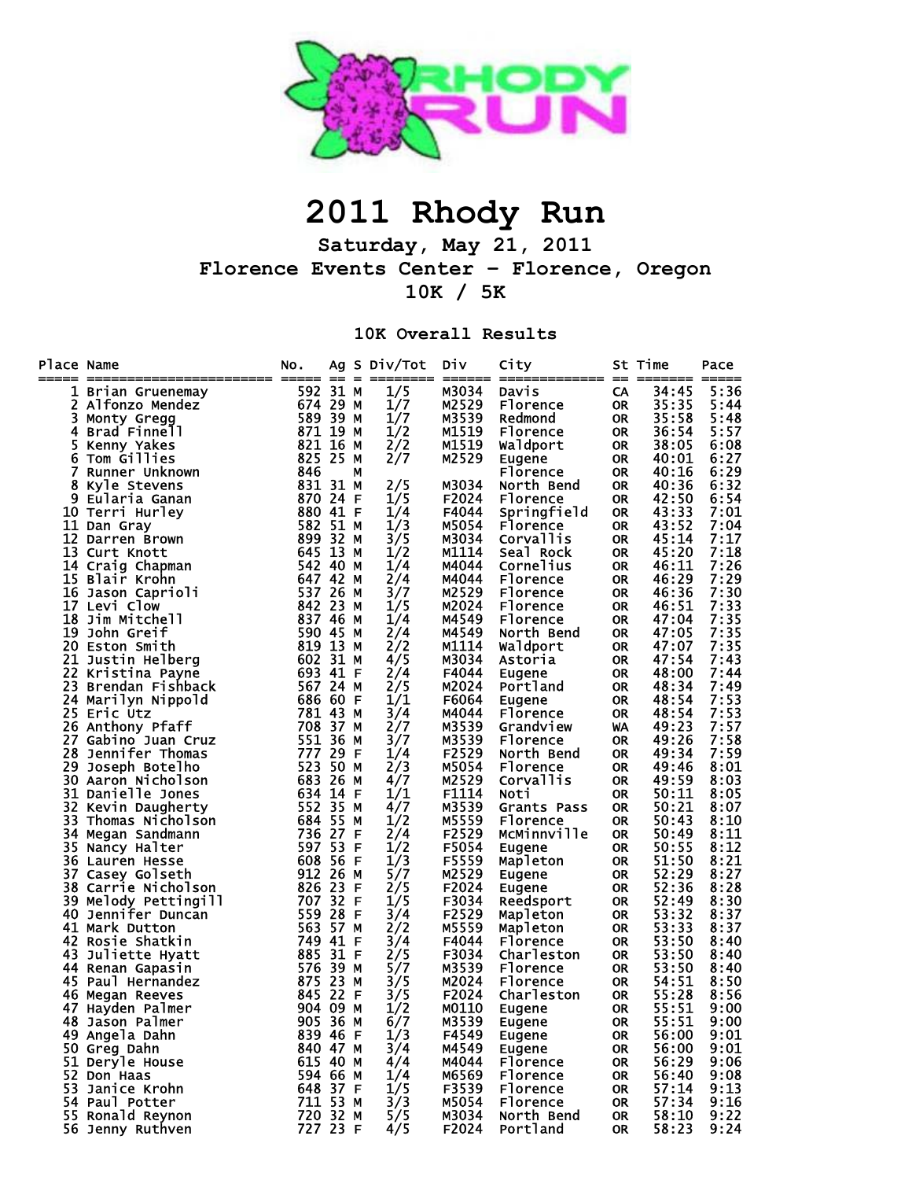# 2011 Rhody Run

**Saturday, May 21, 2011**

**Florence Events Center - Florence, Oregon**

**10K / 5K**

## 10K Overall Results

| Place | Name | No. | Ag | S | Div/Tot | Div | City | St | Time | Pace |
|---|---|---|---|---|---|---|---|---|---|---|
| 1 | Brian Gruenemay | 592 | 31 | M | 1/5 | M3034 | Davis | CA | 34:45 | 5:36 |
| 2 | Alfonzo Mendez | 674 | 29 | M | 1/7 | M2529 | Florence | OR | 35:35 | 5:44 |
| 3 | Monty Gregg | 589 | 39 | M | 1/7 | M3539 | Redmond | OR | 35:58 | 5:48 |
| 4 | Brad Finnell | 871 | 19 | M | 1/2 | M1519 | Florence | OR | 36:54 | 5:57 |
| 5 | Kenny Yakes | 821 | 16 | M | 2/2 | M1519 | Waldport | OR | 38:05 | 6:08 |
| 6 | Tom Gillies | 825 | 25 | M | 2/7 | M2529 | Eugene | OR | 40:01 | 6:27 |
| 7 | Runner Unknown | 846 | | M | | | Florence | OR | 40:16 | 6:29 |
| 8 | Kyle Stevens | 831 | 31 | M | 2/5 | M3034 | North Bend | OR | 40:36 | 6:32 |
| 9 | Eularia Ganan | 870 | 24 | F | 1/5 | F2024 | Florence | OR | 42:50 | 6:54 |
| 10 | Terri Hurley | 880 | 41 | F | 1/4 | F4044 | Springfield | OR | 43:33 | 7:01 |
| 11 | Dan Gray | 582 | 51 | M | 1/3 | M5054 | Florence | OR | 43:52 | 7:04 |
| 12 | Darren Brown | 899 | 32 | M | 3/5 | M3034 | Corvallis | OR | 45:14 | 7:17 |
| 13 | Curt Knott | 645 | 13 | M | 1/2 | M1114 | Seal Rock | OR | 45:20 | 7:18 |
| 14 | Craig Chapman | 542 | 40 | M | 1/4 | M4044 | Cornelius | OR | 46:11 | 7:26 |
| 15 | Blair Krohn | 647 | 42 | M | 2/4 | M4044 | Florence | OR | 46:29 | 7:29 |
| 16 | Jason Caprioli | 537 | 26 | M | 3/7 | M2529 | Florence | OR | 46:36 | 7:30 |
| 17 | Levi Clow | 842 | 23 | M | 1/5 | M2024 | Florence | OR | 46:51 | 7:33 |
| 18 | Jim Mitchell | 837 | 46 | M | 1/4 | M4549 | Florence | OR | 47:04 | 7:35 |
| 19 | John Greif | 590 | 45 | M | 2/4 | M4549 | North Bend | OR | 47:05 | 7:35 |
| 20 | Eston Smith | 819 | 13 | M | 2/2 | M1114 | Waldport | OR | 47:07 | 7:35 |
| 21 | Justin Helberg | 602 | 31 | M | 4/5 | M3034 | Astoria | OR | 47:54 | 7:43 |
| 22 | Kristina Payne | 693 | 41 | F | 2/4 | F4044 | Eugene | OR | 48:00 | 7:44 |
| 23 | Brendan Fishback | 567 | 24 | M | 2/5 | M2024 | Portland | OR | 48:34 | 7:49 |
| 24 | Marilyn Nippold | 686 | 60 | F | 1/1 | F6064 | Eugene | OR | 48:54 | 7:53 |
| 25 | Eric Utz | 781 | 43 | M | 3/4 | M4044 | Florence | OR | 48:54 | 7:53 |
| 26 | Anthony Pfaff | 708 | 37 | M | 2/7 | M3539 | Grandview | WA | 49:23 | 7:57 |
| 27 | Gabino Juan Cruz | 551 | 36 | M | 3/7 | M3539 | Florence | OR | 49:26 | 7:58 |
| 28 | Jennifer Thomas | 777 | 29 | F | 1/4 | F2529 | North Bend | OR | 49:34 | 7:59 |
| 29 | Joseph Botelho | 523 | 50 | M | 2/3 | M5054 | Florence | OR | 49:46 | 8:01 |
| 30 | Aaron Nicholson | 683 | 26 | M | 4/7 | M2529 | Corvallis | OR | 49:59 | 8:03 |
| 31 | Danielle Jones | 634 | 14 | F | 1/1 | F1114 | Noti | OR | 50:11 | 8:05 |
| 32 | Kevin Daugherty | 552 | 35 | M | 4/7 | M3539 | Grants Pass | OR | 50:21 | 8:07 |
| 33 | Thomas Nicholson | 684 | 55 | M | 1/2 | M5559 | Florence | OR | 50:43 | 8:10 |
| 34 | Megan Sandmann | 736 | 27 | F | 2/4 | F2529 | McMinnville | OR | 50:49 | 8:11 |
| 35 | Nancy Halter | 597 | 53 | F | 1/2 | F5054 | Eugene | OR | 50:55 | 8:12 |
| 36 | Lauren Hesse | 608 | 56 | F | 1/3 | F5559 | Mapleton | OR | 51:50 | 8:21 |
| 37 | Casey Golseth | 912 | 26 | M | 5/7 | M2529 | Eugene | OR | 52:29 | 8:27 |
| 38 | Carrie Nicholson | 826 | 23 | F | 2/5 | F2024 | Eugene | OR | 52:36 | 8:28 |
| 39 | Melody Pettingill | 707 | 32 | F | 1/5 | F3034 | Reedsport | OR | 52:49 | 8:30 |
| 40 | Jennifer Duncan | 559 | 28 | F | 3/4 | F2529 | Mapleton | OR | 53:32 | 8:37 |
| 41 | Mark Dutton | 563 | 57 | M | 2/2 | M5559 | Mapleton | OR | 53:33 | 8:37 |
| 42 | Rosie Shatkin | 749 | 41 | F | 3/4 | F4044 | Florence | OR | 53:50 | 8:40 |
| 43 | Juliette Hyatt | 885 | 31 | F | 2/5 | F3034 | Charleston | OR | 53:50 | 8:40 |
| 44 | Renan Gapasin | 576 | 39 | M | 5/7 | M3539 | Florence | OR | 53:50 | 8:40 |
| 45 | Paul Hernandez | 875 | 23 | M | 3/5 | M2024 | Florence | OR | 54:51 | 8:50 |
| 46 | Megan Reeves | 845 | 22 | F | 3/5 | F2024 | Charleston | OR | 55:28 | 8:56 |
| 47 | Hayden Palmer | 904 | 09 | M | 1/2 | M0110 | Eugene | OR | 55:51 | 9:00 |
| 48 | Jason Palmer | 905 | 36 | M | 6/7 | M3539 | Eugene | OR | 55:51 | 9:00 |
| 49 | Angela Dahn | 839 | 46 | F | 1/3 | F4549 | Eugene | OR | 56:00 | 9:01 |
| 50 | Greg Dahn | 840 | 47 | M | 3/4 | M4549 | Eugene | OR | 56:00 | 9:01 |
| 51 | Deryle House | 615 | 40 | M | 4/4 | M4044 | Florence | OR | 56:29 | 9:06 |
| 52 | Don Haas | 594 | 66 | M | 1/4 | M6569 | Florence | OR | 56:40 | 9:08 |
| 53 | Janice Krohn | 648 | 37 | F | 1/5 | F3539 | Florence | OR | 57:14 | 9:13 |
| 54 | Paul Potter | 711 | 53 | M | 3/3 | M5054 | Florence | OR | 57:34 | 9:16 |
| 55 | Ronald Reynon | 720 | 32 | M | 5/5 | M3034 | North Bend | OR | 58:10 | 9:22 |
| 56 | Jenny Ruthven | 727 | 23 | F | 4/5 | F2024 | Portland | OR | 58:23 | 9:24 |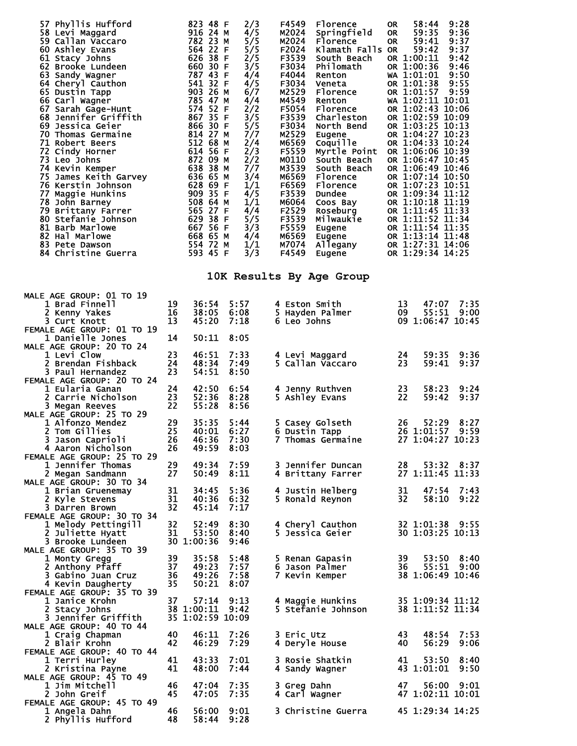| Place | Name | Bib | Age | Sex | Div Place | Division | City | State | Time | Pace |
|---|---|---|---|---|---|---|---|---|---|---|
| 57 | Phyllis Hufford | 823 | 48 | F | 2/3 | F4549 | Florence | OR | 58:44 | 9:28 |
| 58 | Levi Maggard | 916 | 24 | M | 4/5 | M2024 | Springfield | OR | 59:35 | 9:36 |
| 59 | Callan Vaccaro | 782 | 23 | M | 5/5 | M2024 | Florence | OR | 59:41 | 9:37 |
| 60 | Ashley Evans | 564 | 22 | F | 5/5 | F2024 | Klamath Falls | OR | 59:42 | 9:37 |
| 61 | Stacy Johns | 626 | 38 | F | 2/5 | F3539 | South Beach | OR | 1:00:11 | 9:42 |
| 62 | Brooke Lundeen | 660 | 30 | F | 3/5 | F3034 | Philomath | OR | 1:00:36 | 9:46 |
| 63 | Sandy Wagner | 787 | 43 | F | 4/4 | F4044 | Renton | WA | 1:01:01 | 9:50 |
| 64 | Cheryl Cauthon | 541 | 32 | F | 4/5 | F3034 | Veneta | OR | 1:01:38 | 9:55 |
| 65 | Dustin Tapp | 903 | 26 | M | 6/7 | M2529 | Florence | OR | 1:01:57 | 9:59 |
| 66 | Carl Wagner | 785 | 47 | M | 4/4 | M4549 | Renton | WA | 1:02:11 | 10:01 |
| 67 | Sarah Gage-Hunt | 574 | 52 | F | 2/2 | F5054 | Florence | OR | 1:02:43 | 10:06 |
| 68 | Jennifer Griffith | 867 | 35 | F | 3/5 | F3539 | Charleston | OR | 1:02:59 | 10:09 |
| 69 | Jessica Geier | 866 | 30 | F | 5/5 | F3034 | North Bend | OR | 1:03:25 | 10:13 |
| 70 | Thomas Germaine | 814 | 27 | M | 7/7 | M2529 | Eugene | OR | 1:04:27 | 10:23 |
| 71 | Robert Beers | 512 | 68 | M | 2/4 | M6569 | Coquille | OR | 1:04:33 | 10:24 |
| 72 | Cindy Horner | 614 | 56 | F | 2/3 | F5559 | Myrtle Point | OR | 1:06:06 | 10:39 |
| 73 | Leo Johns | 872 | 09 | M | 2/2 | M0110 | South Beach | OR | 1:06:47 | 10:45 |
| 74 | Kevin Kemper | 638 | 38 | M | 7/7 | M3539 | South Beach | OR | 1:06:49 | 10:46 |
| 75 | James Keith Garvey | 636 | 65 | M | 3/4 | M6569 | Florence | OR | 1:07:14 | 10:50 |
| 76 | Kerstin Johnson | 628 | 69 | F | 1/1 | F6569 | Florence | OR | 1:07:23 | 10:51 |
| 77 | Maggie Hunkins | 909 | 35 | F | 4/5 | F3539 | Dundee | OR | 1:09:34 | 11:12 |
| 78 | John Barney | 508 | 64 | M | 1/1 | M6064 | Coos Bay | OR | 1:10:18 | 11:19 |
| 79 | Brittany Farrer | 565 | 27 | F | 4/4 | F2529 | Roseburg | OR | 1:11:45 | 11:33 |
| 80 | Stefanie Johnson | 629 | 38 | F | 5/5 | F3539 | Milwaukie | OR | 1:11:52 | 11:34 |
| 81 | Barb Marlowe | 667 | 56 | F | 3/3 | F5559 | Eugene | OR | 1:11:54 | 11:35 |
| 82 | Hal Marlowe | 668 | 65 | M | 4/4 | M6569 | Eugene | OR | 1:13:14 | 11:48 |
| 83 | Pete Dawson | 554 | 72 | M | 1/1 | M7074 | Allegany | OR | 1:27:31 | 14:06 |
| 84 | Christine Guerra | 593 | 45 | F | 3/3 | F4549 | Eugene | OR | 1:29:34 | 14:25 |

## 10K Results By Age Group

**MALE AGE GROUP: 01 TO 19**

| Place | Name | Age | Time | Pace |
|---|---|---|---|---|
| 1 | Brad Finnell | 19 | 36:54 | 5:57 |
| 2 | Kenny Yakes | 16 | 38:05 | 6:08 |
| 3 | Curt Knott | 13 | 45:20 | 7:18 |
| 4 | Eston Smith | 13 | 47:07 | 7:35 |
| 5 | Hayden Palmer | 09 | 55:51 | 9:00 |
| 6 | Leo Johns | 09 | 1:06:47 | 10:45 |

**FEMALE AGE GROUP: 01 TO 19**

| Place | Name | Age | Time | Pace |
|---|---|---|---|---|
| 1 | Danielle Jones | 14 | 50:11 | 8:05 |

**MALE AGE GROUP: 20 TO 24**

| Place | Name | Age | Time | Pace |
|---|---|---|---|---|
| 1 | Levi Clow | 23 | 46:51 | 7:33 |
| 2 | Brendan Fishback | 24 | 48:34 | 7:49 |
| 3 | Paul Hernandez | 23 | 54:51 | 8:50 |
| 4 | Levi Maggard | 24 | 59:35 | 9:36 |
| 5 | Callan Vaccaro | 23 | 59:41 | 9:37 |

**FEMALE AGE GROUP: 20 TO 24**

| Place | Name | Age | Time | Pace |
|---|---|---|---|---|
| 1 | Eularia Ganan | 24 | 42:50 | 6:54 |
| 2 | Carrie Nicholson | 23 | 52:36 | 8:28 |
| 3 | Megan Reeves | 22 | 55:28 | 8:56 |
| 4 | Jenny Ruthven | 23 | 58:23 | 9:24 |
| 5 | Ashley Evans | 22 | 59:42 | 9:37 |

**MALE AGE GROUP: 25 TO 29**

| Place | Name | Age | Time | Pace |
|---|---|---|---|---|
| 1 | Alfonzo Mendez | 29 | 35:35 | 5:44 |
| 2 | Tom Gillies | 25 | 40:01 | 6:27 |
| 3 | Jason Caprioli | 26 | 46:36 | 7:30 |
| 4 | Aaron Nicholson | 26 | 49:59 | 8:03 |
| 5 | Casey Golseth | 26 | 52:29 | 8:27 |
| 6 | Dustin Tapp | 26 | 1:01:57 | 9:59 |
| 7 | Thomas Germaine | 27 | 1:04:27 | 10:23 |

**FEMALE AGE GROUP: 25 TO 29**

| Place | Name | Age | Time | Pace |
|---|---|---|---|---|
| 1 | Jennifer Thomas | 29 | 49:34 | 7:59 |
| 2 | Megan Sandmann | 27 | 50:49 | 8:11 |
| 3 | Jennifer Duncan | 28 | 53:32 | 8:37 |
| 4 | Brittany Farrer | 27 | 1:11:45 | 11:33 |

**MALE AGE GROUP: 30 TO 34**

| Place | Name | Age | Time | Pace |
|---|---|---|---|---|
| 1 | Brian Gruenemay | 31 | 34:45 | 5:36 |
| 2 | Kyle Stevens | 31 | 40:36 | 6:32 |
| 3 | Darren Brown | 32 | 45:14 | 7:17 |
| 4 | Justin Helberg | 31 | 47:54 | 7:43 |
| 5 | Ronald Reynon | 32 | 58:10 | 9:22 |

**FEMALE AGE GROUP: 30 TO 34**

| Place | Name | Age | Time | Pace |
|---|---|---|---|---|
| 1 | Melody Pettingill | 32 | 52:49 | 8:30 |
| 2 | Juliette Hyatt | 31 | 53:50 | 8:40 |
| 3 | Brooke Lundeen | 30 | 1:00:36 | 9:46 |
| 4 | Cheryl Cauthon | 32 | 1:01:38 | 9:55 |
| 5 | Jessica Geier | 30 | 1:03:25 | 10:13 |

**MALE AGE GROUP: 35 TO 39**

| Place | Name | Age | Time | Pace |
|---|---|---|---|---|
| 1 | Monty Gregg | 39 | 35:58 | 5:48 |
| 2 | Anthony Pfaff | 37 | 49:23 | 7:57 |
| 3 | Gabino Juan Cruz | 36 | 49:26 | 7:58 |
| 4 | Kevin Daugherty | 35 | 50:21 | 8:07 |
| 5 | Renan Gapasin | 39 | 53:50 | 8:40 |
| 6 | Jason Palmer | 36 | 55:51 | 9:00 |
| 7 | Kevin Kemper | 38 | 1:06:49 | 10:46 |

**FEMALE AGE GROUP: 35 TO 39**

| Place | Name | Age | Time | Pace |
|---|---|---|---|---|
| 1 | Janice Krohn | 37 | 57:14 | 9:13 |
| 2 | Stacy Johns | 38 | 1:00:11 | 9:42 |
| 3 | Jennifer Griffith | 35 | 1:02:59 | 10:09 |
| 4 | Maggie Hunkins | 35 | 1:09:34 | 11:12 |
| 5 | Stefanie Johnson | 38 | 1:11:52 | 11:34 |

**MALE AGE GROUP: 40 TO 44**

| Place | Name | Age | Time | Pace |
|---|---|---|---|---|
| 1 | Craig Chapman | 40 | 46:11 | 7:26 |
| 2 | Blair Krohn | 42 | 46:29 | 7:29 |
| 3 | Eric Utz | 43 | 48:54 | 7:53 |
| 4 | Deryle House | 40 | 56:29 | 9:06 |

**FEMALE AGE GROUP: 40 TO 44**

| Place | Name | Age | Time | Pace |
|---|---|---|---|---|
| 1 | Terri Hurley | 41 | 43:33 | 7:01 |
| 2 | Kristina Payne | 41 | 48:00 | 7:44 |
| 3 | Rosie Shatkin | 41 | 53:50 | 8:40 |
| 4 | Sandy Wagner | 43 | 1:01:01 | 9:50 |

**MALE AGE GROUP: 45 TO 49**

| Place | Name | Age | Time | Pace |
|---|---|---|---|---|
| 1 | Jim Mitchell | 46 | 47:04 | 7:35 |
| 2 | John Greif | 45 | 47:05 | 7:35 |
| 3 | Greg Dahn | 47 | 56:00 | 9:01 |
| 4 | Carl Wagner | 47 | 1:02:11 | 10:01 |

**FEMALE AGE GROUP: 45 TO 49**

| Place | Name | Age | Time | Pace |
|---|---|---|---|---|
| 1 | Angela Dahn | 46 | 56:00 | 9:01 |
| 2 | Phyllis Hufford | 48 | 58:44 | 9:28 |
| 3 | Christine Guerra | 45 | 1:29:34 | 14:25 |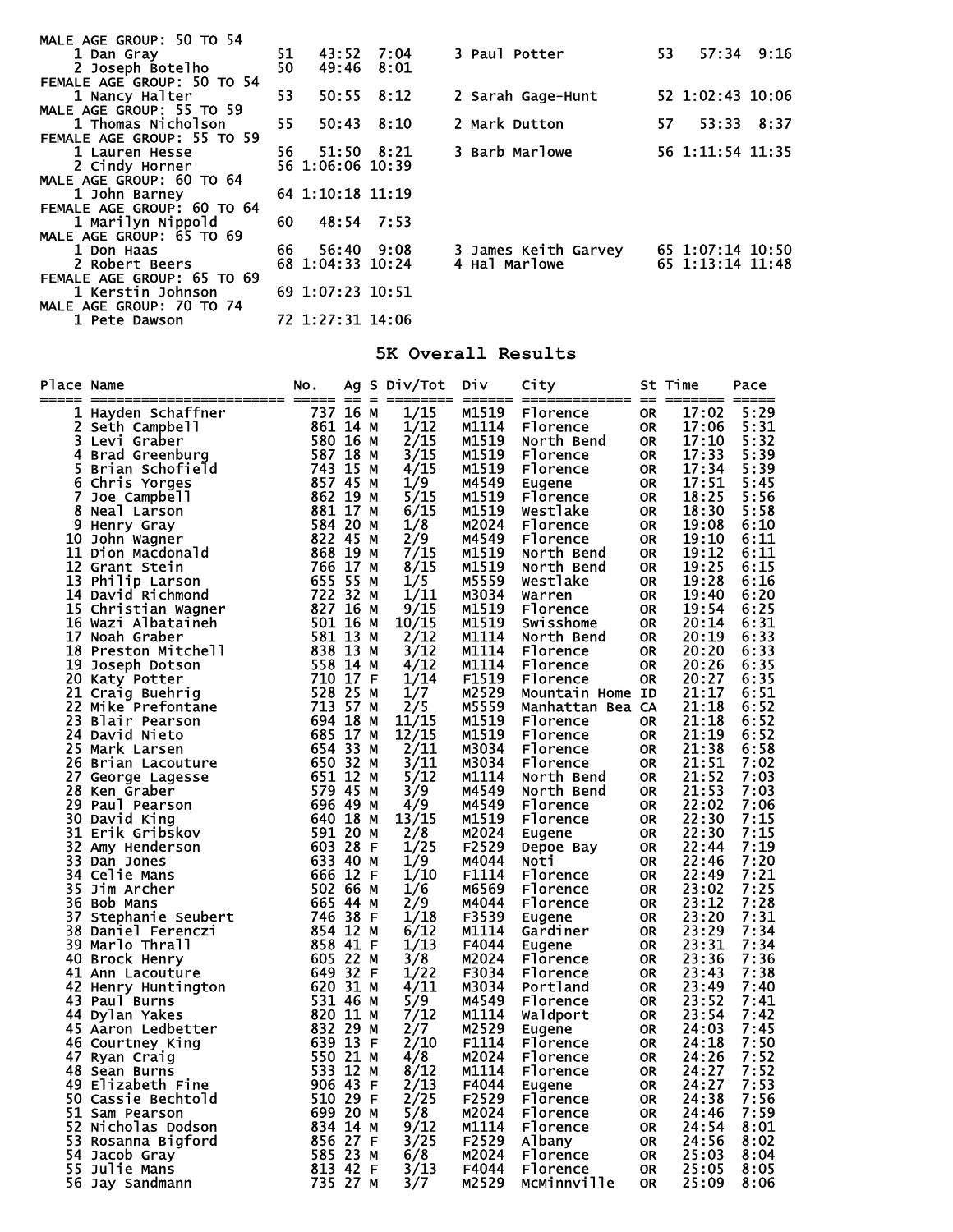MALE AGE GROUP: 50 TO 54

| Place | Name | Age | Time | Pace |
|---|---|---|---|---|
| 1 | Dan Gray | 51 | 43:52 | 7:04 |
| 2 | Joseph Botelho | 50 | 49:46 | 8:01 |
| 3 | Paul Potter | 53 | 57:34 | 9:16 |

FEMALE AGE GROUP: 50 TO 54

| Place | Name | Age | Time | Pace |
|---|---|---|---|---|
| 1 | Nancy Halter | 53 | 50:55 | 8:12 |
| 2 | Sarah Gage-Hunt | 52 | 1:02:43 | 10:06 |

MALE AGE GROUP: 55 TO 59

| Place | Name | Age | Time | Pace |
|---|---|---|---|---|
| 1 | Thomas Nicholson | 55 | 50:43 | 8:10 |
| 2 | Mark Dutton | 57 | 53:33 | 8:37 |

FEMALE AGE GROUP: 55 TO 59

| Place | Name | Age | Time | Pace |
|---|---|---|---|---|
| 1 | Lauren Hesse | 56 | 51:50 | 8:21 |
| 2 | Cindy Horner | 56 | 1:06:06 | 10:39 |
| 3 | Barb Marlowe | 56 | 1:11:54 | 11:35 |

MALE AGE GROUP: 60 TO 64

| Place | Name | Age | Time | Pace |
|---|---|---|---|---|
| 1 | John Barney | 64 | 1:10:18 | 11:19 |

FEMALE AGE GROUP: 60 TO 64

| Place | Name | Age | Time | Pace |
|---|---|---|---|---|
| 1 | Marilyn Nippold | 60 | 48:54 | 7:53 |

MALE AGE GROUP: 65 TO 69

| Place | Name | Age | Time | Pace |
|---|---|---|---|---|
| 1 | Don Haas | 66 | 56:40 | 9:08 |
| 2 | Robert Beers | 68 | 1:04:33 | 10:24 |
| 3 | James Keith Garvey | 65 | 1:07:14 | 10:50 |
| 4 | Hal Marlowe | 65 | 1:13:14 | 11:48 |

FEMALE AGE GROUP: 65 TO 69

| Place | Name | Age | Time | Pace |
|---|---|---|---|---|
| 1 | Kerstin Johnson | 69 | 1:07:23 | 10:51 |

MALE AGE GROUP: 70 TO 74

| Place | Name | Age | Time | Pace |
|---|---|---|---|---|
| 1 | Pete Dawson | 72 | 1:27:31 | 14:06 |

## 5K Overall Results

| Place | Name | No. | Ag | S | Div/Tot | Div | City | St | Time | Pace |
|---|---|---|---|---|---|---|---|---|---|---|
| 1 | Hayden Schaffner | 737 | 16 | M | 1/15 | M1519 | Florence | OR | 17:02 | 5:29 |
| 2 | Seth Campbell | 861 | 14 | M | 1/12 | M1114 | Florence | OR | 17:06 | 5:31 |
| 3 | Levi Graber | 580 | 16 | M | 2/15 | M1519 | North Bend | OR | 17:10 | 5:32 |
| 4 | Brad Greenburg | 587 | 18 | M | 3/15 | M1519 | Florence | OR | 17:33 | 5:39 |
| 5 | Brian Schofield | 743 | 15 | M | 4/15 | M1519 | Florence | OR | 17:34 | 5:39 |
| 6 | Chris Yorges | 857 | 45 | M | 1/9 | M4549 | Eugene | OR | 17:51 | 5:45 |
| 7 | Joe Campbell | 862 | 19 | M | 5/15 | M1519 | Florence | OR | 18:25 | 5:56 |
| 8 | Neal Larson | 881 | 17 | M | 6/15 | M1519 | Westlake | OR | 18:30 | 5:58 |
| 9 | Henry Gray | 584 | 20 | M | 1/8 | M2024 | Florence | OR | 19:08 | 6:10 |
| 10 | John Wagner | 822 | 45 | M | 2/9 | M4549 | Florence | OR | 19:10 | 6:11 |
| 11 | Dion Macdonald | 868 | 19 | M | 7/15 | M1519 | North Bend | OR | 19:12 | 6:11 |
| 12 | Grant Stein | 766 | 17 | M | 8/15 | M1519 | North Bend | OR | 19:25 | 6:15 |
| 13 | Philip Larson | 655 | 55 | M | 1/5 | M5559 | Westlake | OR | 19:28 | 6:16 |
| 14 | David Richmond | 722 | 32 | M | 1/11 | M3034 | Warren | OR | 19:40 | 6:20 |
| 15 | Christian Wagner | 827 | 16 | M | 9/15 | M1519 | Florence | OR | 19:54 | 6:25 |
| 16 | Wazi Albataineh | 501 | 16 | M | 10/15 | M1519 | Swisshome | OR | 20:14 | 6:31 |
| 17 | Noah Graber | 581 | 13 | M | 2/12 | M1114 | North Bend | OR | 20:19 | 6:33 |
| 18 | Preston Mitchell | 838 | 13 | M | 3/12 | M1114 | Florence | OR | 20:20 | 6:33 |
| 19 | Joseph Dotson | 558 | 14 | M | 4/12 | M1114 | Florence | OR | 20:26 | 6:35 |
| 20 | Katy Potter | 710 | 17 | F | 1/14 | F1519 | Florence | OR | 20:27 | 6:35 |
| 21 | Craig Buehrig | 528 | 25 | M | 1/7 | M2529 | Mountain Home | ID | 21:17 | 6:51 |
| 22 | Mike Prefontane | 713 | 57 | M | 2/5 | M5559 | Manhattan Bea | CA | 21:18 | 6:52 |
| 23 | Blair Pearson | 694 | 18 | M | 11/15 | M1519 | Florence | OR | 21:18 | 6:52 |
| 24 | David Nieto | 685 | 17 | M | 12/15 | M1519 | Florence | OR | 21:19 | 6:52 |
| 25 | Mark Larsen | 654 | 33 | M | 2/11 | M3034 | Florence | OR | 21:38 | 6:58 |
| 26 | Brian Lacouture | 650 | 32 | M | 3/11 | M3034 | Florence | OR | 21:51 | 7:02 |
| 27 | George Lagesse | 651 | 12 | M | 5/12 | M1114 | North Bend | OR | 21:52 | 7:03 |
| 28 | Ken Graber | 579 | 45 | M | 3/9 | M4549 | North Bend | OR | 21:53 | 7:03 |
| 29 | Paul Pearson | 696 | 49 | M | 4/9 | M4549 | Florence | OR | 22:02 | 7:06 |
| 30 | David King | 640 | 18 | M | 13/15 | M1519 | Florence | OR | 22:30 | 7:15 |
| 31 | Erik Gribskov | 591 | 20 | M | 2/8 | M2024 | Eugene | OR | 22:30 | 7:15 |
| 32 | Amy Henderson | 603 | 28 | F | 1/25 | F2529 | Depoe Bay | OR | 22:44 | 7:19 |
| 33 | Dan Jones | 633 | 40 | M | 1/9 | M4044 | Noti | OR | 22:46 | 7:20 |
| 34 | Celie Mans | 666 | 12 | F | 1/10 | F1114 | Florence | OR | 22:49 | 7:21 |
| 35 | Jim Archer | 502 | 66 | M | 1/6 | M6569 | Florence | OR | 23:02 | 7:25 |
| 36 | Bob Mans | 665 | 44 | M | 2/9 | M4044 | Florence | OR | 23:12 | 7:28 |
| 37 | Stephanie Seubert | 746 | 38 | F | 1/18 | F3539 | Eugene | OR | 23:20 | 7:31 |
| 38 | Daniel Ferenczi | 854 | 12 | M | 6/12 | M1114 | Gardiner | OR | 23:29 | 7:34 |
| 39 | Marlo Thrall | 858 | 41 | F | 1/13 | F4044 | Eugene | OR | 23:31 | 7:34 |
| 40 | Brock Henry | 605 | 22 | M | 3/8 | M2024 | Florence | OR | 23:36 | 7:36 |
| 41 | Ann Lacouture | 649 | 32 | F | 1/22 | F3034 | Florence | OR | 23:43 | 7:38 |
| 42 | Henry Huntington | 620 | 31 | M | 4/11 | M3034 | Portland | OR | 23:49 | 7:40 |
| 43 | Paul Burns | 531 | 46 | M | 5/9 | M4549 | Florence | OR | 23:52 | 7:41 |
| 44 | Dylan Yakes | 820 | 11 | M | 7/12 | M1114 | Waldport | OR | 23:54 | 7:42 |
| 45 | Aaron Ledbetter | 832 | 29 | M | 2/7 | M2529 | Eugene | OR | 24:03 | 7:45 |
| 46 | Courtney King | 639 | 13 | F | 2/10 | F1114 | Florence | OR | 24:18 | 7:50 |
| 47 | Ryan Craig | 550 | 21 | M | 4/8 | M2024 | Florence | OR | 24:26 | 7:52 |
| 48 | Sean Burns | 533 | 12 | M | 8/12 | M1114 | Florence | OR | 24:27 | 7:52 |
| 49 | Elizabeth Fine | 906 | 43 | F | 2/13 | F4044 | Eugene | OR | 24:27 | 7:53 |
| 50 | Cassie Bechtold | 510 | 29 | F | 2/25 | F2529 | Florence | OR | 24:38 | 7:56 |
| 51 | Sam Pearson | 699 | 20 | M | 5/8 | M2024 | Florence | OR | 24:46 | 7:59 |
| 52 | Nicholas Dodson | 834 | 14 | M | 9/12 | M1114 | Florence | OR | 24:54 | 8:01 |
| 53 | Rosanna Bigford | 856 | 27 | F | 3/25 | F2529 | Albany | OR | 24:56 | 8:02 |
| 54 | Jacob Gray | 585 | 23 | M | 6/8 | M2024 | Florence | OR | 25:03 | 8:04 |
| 55 | Julie Mans | 813 | 42 | F | 3/13 | F4044 | Florence | OR | 25:05 | 8:05 |
| 56 | Jay Sandmann | 735 | 27 | M | 3/7 | M2529 | McMinnville | OR | 25:09 | 8:06 |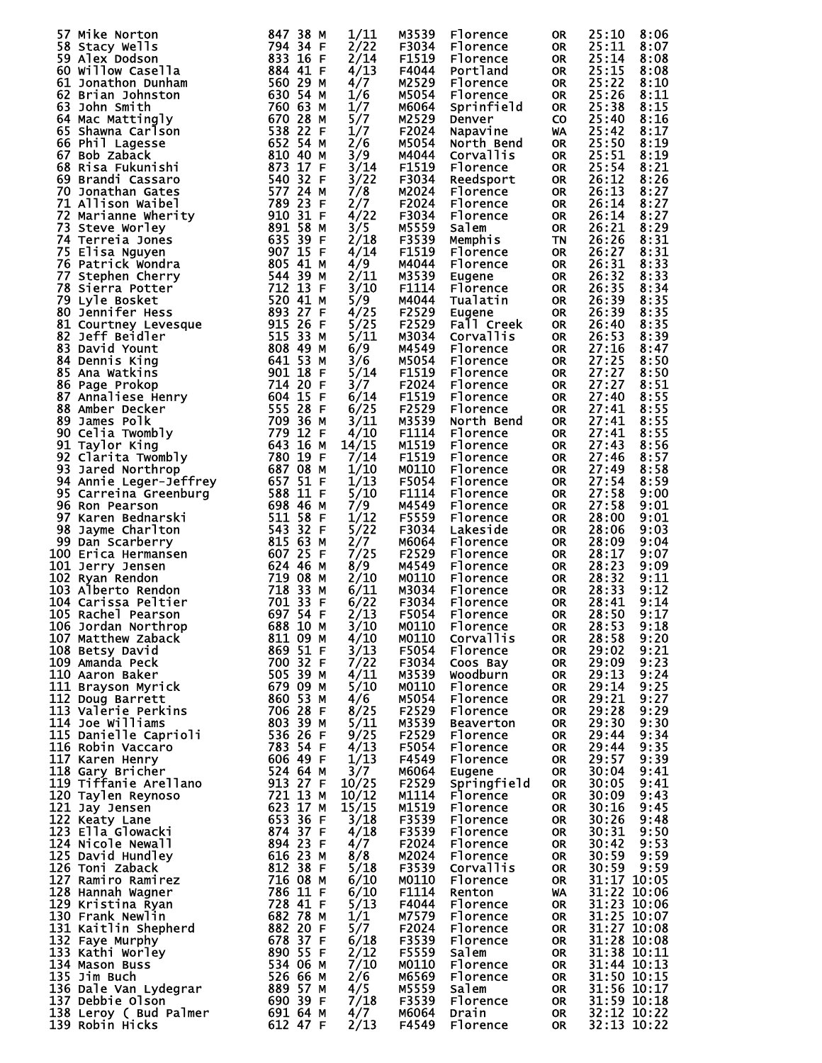| Place | Name | Bib | Age | Sex | Div Place | Division | City | State | Time | Pace |
|---|---|---|---|---|---|---|---|---|---|---|
| 57 | Mike Norton | 847 | 38 | M | 1/11 | M3539 | Florence | OR | 25:10 | 8:06 |
| 58 | Stacy Wells | 794 | 34 | F | 2/22 | F3034 | Florence | OR | 25:11 | 8:07 |
| 59 | Alex Dodson | 833 | 16 | F | 2/14 | F1519 | Florence | OR | 25:14 | 8:08 |
| 60 | Willow Casella | 884 | 41 | F | 4/13 | F4044 | Portland | OR | 25:15 | 8:08 |
| 61 | Jonathon Dunham | 560 | 29 | M | 4/7 | M2529 | Florence | OR | 25:22 | 8:10 |
| 62 | Brian Johnston | 630 | 54 | M | 1/6 | M5054 | Florence | OR | 25:26 | 8:11 |
| 63 | John Smith | 760 | 63 | M | 1/7 | M6064 | Sprinfield | OR | 25:38 | 8:15 |
| 64 | Mac Mattingly | 670 | 28 | M | 5/7 | M2529 | Denver | CO | 25:40 | 8:16 |
| 65 | Shawna Carlson | 538 | 22 | F | 1/7 | F2024 | Napavine | WA | 25:42 | 8:17 |
| 66 | Phil Lagesse | 652 | 54 | M | 2/6 | M5054 | North Bend | OR | 25:50 | 8:19 |
| 67 | Bob Zaback | 810 | 40 | M | 3/9 | M4044 | Corvallis | OR | 25:51 | 8:19 |
| 68 | Risa Fukunishi | 873 | 17 | F | 3/14 | F1519 | Florence | OR | 25:54 | 8:21 |
| 69 | Brandi Cassaro | 540 | 32 | F | 3/22 | F3034 | Reedsport | OR | 26:12 | 8:26 |
| 70 | Jonathan Gates | 577 | 24 | M | 7/8 | M2024 | Florence | OR | 26:13 | 8:27 |
| 71 | Allison Waibel | 789 | 23 | F | 2/7 | F2024 | Florence | OR | 26:14 | 8:27 |
| 72 | Marianne Wherity | 910 | 31 | F | 4/22 | F3034 | Florence | OR | 26:14 | 8:27 |
| 73 | Steve Worley | 891 | 58 | M | 3/5 | M5559 | Salem | OR | 26:21 | 8:29 |
| 74 | Terreia Jones | 635 | 39 | F | 2/18 | F3539 | Memphis | TN | 26:26 | 8:31 |
| 75 | Elisa Nguyen | 907 | 15 | F | 4/14 | F1519 | Florence | OR | 26:27 | 8:31 |
| 76 | Patrick Wondra | 805 | 41 | M | 4/9 | M4044 | Florence | OR | 26:31 | 8:33 |
| 77 | Stephen Cherry | 544 | 39 | M | 2/11 | M3539 | Eugene | OR | 26:32 | 8:33 |
| 78 | Sierra Potter | 712 | 13 | F | 3/10 | F1114 | Florence | OR | 26:35 | 8:34 |
| 79 | Lyle Bosket | 520 | 41 | M | 5/9 | M4044 | Tualatin | OR | 26:39 | 8:35 |
| 80 | Jennifer Hess | 893 | 27 | F | 4/25 | F2529 | Eugene | OR | 26:39 | 8:35 |
| 81 | Courtney Levesque | 915 | 26 | F | 5/25 | F2529 | Fall Creek | OR | 26:40 | 8:35 |
| 82 | Jeff Beidler | 515 | 33 | M | 5/11 | M3034 | Corvallis | OR | 26:53 | 8:39 |
| 83 | David Yount | 808 | 49 | M | 6/9 | M4549 | Florence | OR | 27:16 | 8:47 |
| 84 | Dennis King | 641 | 53 | M | 3/6 | M5054 | Florence | OR | 27:25 | 8:50 |
| 85 | Ana Watkins | 901 | 18 | F | 5/14 | F1519 | Florence | OR | 27:27 | 8:50 |
| 86 | Page Prokop | 714 | 20 | F | 3/7 | F2024 | Florence | OR | 27:27 | 8:51 |
| 87 | Annaliese Henry | 604 | 15 | F | 6/14 | F1519 | Florence | OR | 27:40 | 8:55 |
| 88 | Amber Decker | 555 | 28 | F | 6/25 | F2529 | Florence | OR | 27:41 | 8:55 |
| 89 | James Polk | 709 | 36 | M | 3/11 | M3539 | North Bend | OR | 27:41 | 8:55 |
| 90 | Celia Twombly | 779 | 12 | F | 4/10 | F1114 | Florence | OR | 27:41 | 8:55 |
| 91 | Taylor King | 643 | 16 | M | 14/15 | M1519 | Florence | OR | 27:43 | 8:56 |
| 92 | Clarita Twombly | 780 | 19 | F | 7/14 | F1519 | Florence | OR | 27:46 | 8:57 |
| 93 | Jared Northrop | 687 | 08 | M | 1/10 | M0110 | Florence | OR | 27:49 | 8:58 |
| 94 | Annie Leger-Jeffrey | 657 | 51 | F | 1/13 | F5054 | Florence | OR | 27:54 | 8:59 |
| 95 | Carreina Greenburg | 588 | 11 | F | 5/10 | F1114 | Florence | OR | 27:58 | 9:00 |
| 96 | Ron Pearson | 698 | 46 | M | 7/9 | M4549 | Florence | OR | 27:58 | 9:01 |
| 97 | Karen Bednarski | 511 | 58 | F | 1/12 | F5559 | Florence | OR | 28:00 | 9:01 |
| 98 | Jayme Charlton | 543 | 32 | F | 5/22 | F3034 | Lakeside | OR | 28:06 | 9:03 |
| 99 | Dan Scarberry | 815 | 63 | M | 2/7 | M6064 | Florence | OR | 28:09 | 9:04 |
| 100 | Erica Hermansen | 607 | 25 | F | 7/25 | F2529 | Florence | OR | 28:17 | 9:07 |
| 101 | Jerry Jensen | 624 | 46 | M | 8/9 | M4549 | Florence | OR | 28:23 | 9:09 |
| 102 | Ryan Rendon | 719 | 08 | M | 2/10 | M0110 | Florence | OR | 28:32 | 9:11 |
| 103 | Alberto Rendon | 718 | 33 | M | 6/11 | M3034 | Florence | OR | 28:33 | 9:12 |
| 104 | Carissa Peltier | 701 | 33 | F | 6/22 | F3034 | Florence | OR | 28:41 | 9:14 |
| 105 | Rachel Pearson | 697 | 54 | F | 2/13 | F5054 | Florence | OR | 28:50 | 9:17 |
| 106 | Jordan Northrop | 688 | 10 | M | 3/10 | M0110 | Florence | OR | 28:53 | 9:18 |
| 107 | Matthew Zaback | 811 | 09 | M | 4/10 | M0110 | Corvallis | OR | 28:58 | 9:20 |
| 108 | Betsy David | 869 | 51 | F | 3/13 | F5054 | Florence | OR | 29:02 | 9:21 |
| 109 | Amanda Peck | 700 | 32 | F | 7/22 | F3034 | Coos Bay | OR | 29:09 | 9:23 |
| 110 | Aaron Baker | 505 | 39 | M | 4/11 | M3539 | Woodburn | OR | 29:13 | 9:24 |
| 111 | Brayson Myrick | 679 | 09 | M | 5/10 | M0110 | Florence | OR | 29:14 | 9:25 |
| 112 | Doug Barrett | 860 | 53 | M | 4/6 | M5054 | Florence | OR | 29:21 | 9:27 |
| 113 | Valerie Perkins | 706 | 28 | F | 8/25 | F2529 | Florence | OR | 29:28 | 9:29 |
| 114 | Joe Williams | 803 | 39 | M | 5/11 | M3539 | Beaverton | OR | 29:30 | 9:30 |
| 115 | Danielle Caprioli | 536 | 26 | F | 9/25 | F2529 | Florence | OR | 29:44 | 9:34 |
| 116 | Robin Vaccaro | 783 | 54 | F | 4/13 | F5054 | Florence | OR | 29:44 | 9:35 |
| 117 | Karen Henry | 606 | 49 | F | 1/13 | F4549 | Florence | OR | 29:57 | 9:39 |
| 118 | Gary Bricher | 524 | 64 | M | 3/7 | M6064 | Eugene | OR | 30:04 | 9:41 |
| 119 | Tiffanie Arellano | 913 | 27 | F | 10/25 | F2529 | Springfield | OR | 30:05 | 9:41 |
| 120 | Taylen Reynoso | 721 | 13 | M | 10/12 | M1114 | Florence | OR | 30:09 | 9:43 |
| 121 | Jay Jensen | 623 | 17 | M | 15/15 | M1519 | Florence | OR | 30:16 | 9:45 |
| 122 | Keaty Lane | 653 | 36 | F | 3/18 | F3539 | Florence | OR | 30:26 | 9:48 |
| 123 | Ella Glowacki | 874 | 37 | F | 4/18 | F3539 | Florence | OR | 30:31 | 9:50 |
| 124 | Nicole Newall | 894 | 23 | F | 4/7 | F2024 | Florence | OR | 30:42 | 9:53 |
| 125 | David Hundley | 616 | 23 | M | 8/8 | M2024 | Florence | OR | 30:59 | 9:59 |
| 126 | Toni Zaback | 812 | 38 | F | 5/18 | F3539 | Corvallis | OR | 30:59 | 9:59 |
| 127 | Ramiro Ramirez | 716 | 08 | M | 6/10 | M0110 | Florence | OR | 31:17 | 10:05 |
| 128 | Hannah Wagner | 786 | 11 | F | 6/10 | F1114 | Renton | WA | 31:22 | 10:06 |
| 129 | Kristina Ryan | 728 | 41 | F | 5/13 | F4044 | Florence | OR | 31:23 | 10:06 |
| 130 | Frank Newlin | 682 | 78 | M | 1/1 | M7579 | Florence | OR | 31:25 | 10:07 |
| 131 | Kaitlin Shepherd | 882 | 20 | F | 5/7 | F2024 | Florence | OR | 31:27 | 10:08 |
| 132 | Faye Murphy | 678 | 37 | F | 6/18 | F3539 | Florence | OR | 31:28 | 10:08 |
| 133 | Kathi Worley | 890 | 55 | F | 2/12 | F5559 | Salem | OR | 31:38 | 10:11 |
| 134 | Mason Buss | 534 | 06 | M | 7/10 | M0110 | Florence | OR | 31:44 | 10:13 |
| 135 | Jim Buch | 526 | 66 | M | 2/6 | M6569 | Florence | OR | 31:50 | 10:15 |
| 136 | Dale Van Lydegrar | 889 | 57 | M | 4/5 | M5559 | Salem | OR | 31:56 | 10:17 |
| 137 | Debbie Olson | 690 | 39 | F | 7/18 | F3539 | Florence | OR | 31:59 | 10:18 |
| 138 | Leroy ( Bud Palmer | 691 | 64 | M | 4/7 | M6064 | Drain | OR | 32:12 | 10:22 |
| 139 | Robin Hicks | 612 | 47 | F | 2/13 | F4549 | Florence | OR | 32:13 | 10:22 |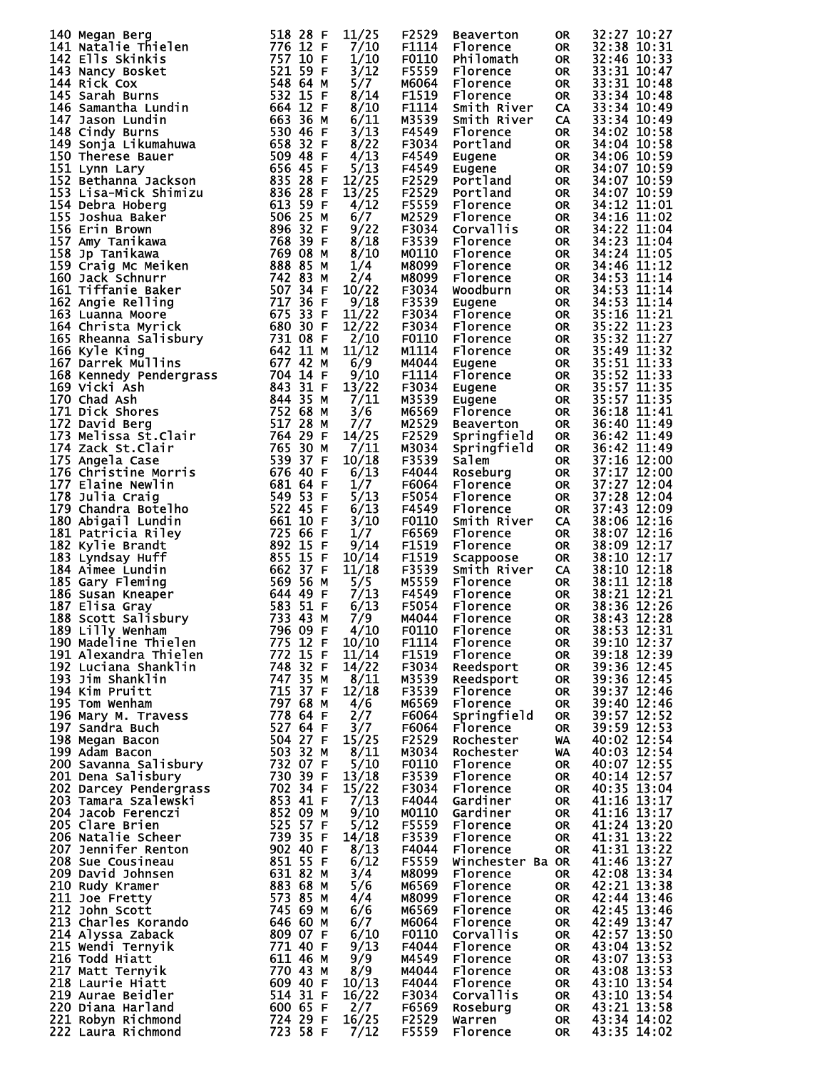| Place | Name | Bib | Age | Sex | Div Place | Div | City | State | Time | Pace |
|---|---|---|---|---|---|---|---|---|---|---|
| 140 | Megan Berg | 518 | 28 | F | 11/25 | F2529 | Beaverton | OR | 32:27 | 10:27 |
| 141 | Natalie Thielen | 776 | 12 | F | 7/10 | F1114 | Florence | OR | 32:38 | 10:31 |
| 142 | Ells Skinkis | 757 | 10 | F | 1/10 | F0110 | Philomath | OR | 32:46 | 10:33 |
| 143 | Nancy Bosket | 521 | 59 | F | 3/12 | F5559 | Florence | OR | 33:31 | 10:47 |
| 144 | Rick Cox | 548 | 64 | M | 5/7 | M6064 | Florence | OR | 33:31 | 10:48 |
| 145 | Sarah Burns | 532 | 15 | F | 8/14 | F1519 | Florence | OR | 33:34 | 10:48 |
| 146 | Samantha Lundin | 664 | 12 | F | 8/10 | F1114 | Smith River | CA | 33:34 | 10:49 |
| 147 | Jason Lundin | 663 | 36 | M | 6/11 | M3539 | Smith River | CA | 33:34 | 10:49 |
| 148 | Cindy Burns | 530 | 46 | F | 3/13 | F4549 | Florence | OR | 34:02 | 10:58 |
| 149 | Sonja Likumahuwa | 658 | 32 | F | 8/22 | F3034 | Portland | OR | 34:04 | 10:58 |
| 150 | Therese Bauer | 509 | 48 | F | 4/13 | F4549 | Eugene | OR | 34:06 | 10:59 |
| 151 | Lynn Lary | 656 | 45 | F | 5/13 | F4549 | Eugene | OR | 34:07 | 10:59 |
| 152 | Bethanna Jackson | 835 | 28 | F | 12/25 | F2529 | Portland | OR | 34:07 | 10:59 |
| 153 | Lisa-Mick Shimizu | 836 | 28 | F | 13/25 | F2529 | Portland | OR | 34:07 | 10:59 |
| 154 | Debra Hoberg | 613 | 59 | F | 4/12 | F5559 | Florence | OR | 34:12 | 11:01 |
| 155 | Joshua Baker | 506 | 25 | M | 6/7 | M2529 | Florence | OR | 34:16 | 11:02 |
| 156 | Erin Brown | 896 | 32 | F | 9/22 | F3034 | Corvallis | OR | 34:22 | 11:04 |
| 157 | Amy Tanikawa | 768 | 39 | F | 8/18 | F3539 | Florence | OR | 34:23 | 11:04 |
| 158 | Jp Tanikawa | 769 | 08 | M | 8/10 | M0110 | Florence | OR | 34:24 | 11:05 |
| 159 | Craig Mc Meiken | 888 | 85 | M | 1/4 | M8099 | Florence | OR | 34:46 | 11:12 |
| 160 | Jack Schnurr | 742 | 83 | M | 2/4 | M8099 | Florence | OR | 34:53 | 11:14 |
| 161 | Tiffanie Baker | 507 | 34 | F | 10/22 | F3034 | Woodburn | OR | 34:53 | 11:14 |
| 162 | Angie Relling | 717 | 36 | F | 9/18 | F3539 | Eugene | OR | 34:53 | 11:14 |
| 163 | Luanna Moore | 675 | 33 | F | 11/22 | F3034 | Florence | OR | 35:16 | 11:21 |
| 164 | Christa Myrick | 680 | 30 | F | 12/22 | F3034 | Florence | OR | 35:22 | 11:23 |
| 165 | Rheanna Salisbury | 731 | 08 | F | 2/10 | F0110 | Florence | OR | 35:32 | 11:27 |
| 166 | Kyle King | 642 | 11 | M | 11/12 | M1114 | Florence | OR | 35:49 | 11:32 |
| 167 | Darrek Mullins | 677 | 42 | M | 6/9 | M4044 | Eugene | OR | 35:51 | 11:33 |
| 168 | Kennedy Pendergrass | 704 | 14 | F | 9/10 | F1114 | Florence | OR | 35:52 | 11:33 |
| 169 | Vicki Ash | 843 | 31 | F | 13/22 | F3034 | Eugene | OR | 35:57 | 11:35 |
| 170 | Chad Ash | 844 | 35 | M | 7/11 | M3539 | Eugene | OR | 35:57 | 11:35 |
| 171 | Dick Shores | 752 | 68 | M | 3/6 | M6569 | Florence | OR | 36:18 | 11:41 |
| 172 | David Berg | 517 | 28 | M | 7/7 | M2529 | Beaverton | OR | 36:40 | 11:49 |
| 173 | Melissa St.Clair | 764 | 29 | F | 14/25 | F2529 | Springfield | OR | 36:42 | 11:49 |
| 174 | Zack St.Clair | 765 | 30 | M | 7/11 | M3034 | Springfield | OR | 36:42 | 11:49 |
| 175 | Angela Case | 539 | 37 | F | 10/18 | F3539 | Salem | OR | 37:16 | 12:00 |
| 176 | Christine Morris | 676 | 40 | F | 6/13 | F4044 | Roseburg | OR | 37:17 | 12:00 |
| 177 | Elaine Newlin | 681 | 64 | F | 1/7 | F6064 | Florence | OR | 37:27 | 12:04 |
| 178 | Julia Craig | 549 | 53 | F | 5/13 | F5054 | Florence | OR | 37:28 | 12:04 |
| 179 | Chandra Botelho | 522 | 45 | F | 6/13 | F4549 | Florence | OR | 37:43 | 12:09 |
| 180 | Abigail Lundin | 661 | 10 | F | 3/10 | F0110 | Smith River | CA | 38:06 | 12:16 |
| 181 | Patricia Riley | 725 | 66 | F | 1/7 | F6569 | Florence | OR | 38:07 | 12:16 |
| 182 | Kylie Brandt | 892 | 15 | F | 9/14 | F1519 | Florence | OR | 38:09 | 12:17 |
| 183 | Lyndsay Huff | 855 | 15 | F | 10/14 | F1519 | Scappoose | OR | 38:10 | 12:17 |
| 184 | Aimee Lundin | 662 | 37 | F | 11/18 | F3539 | Smith River | CA | 38:10 | 12:18 |
| 185 | Gary Fleming | 569 | 56 | M | 5/5 | M5559 | Florence | OR | 38:11 | 12:18 |
| 186 | Susan Kneaper | 644 | 49 | F | 7/13 | F4549 | Florence | OR | 38:21 | 12:21 |
| 187 | Elisa Gray | 583 | 51 | F | 6/13 | F5054 | Florence | OR | 38:36 | 12:26 |
| 188 | Scott Salisbury | 733 | 43 | M | 7/9 | M4044 | Florence | OR | 38:43 | 12:28 |
| 189 | Lilly Wenham | 796 | 09 | F | 4/10 | F0110 | Florence | OR | 38:53 | 12:31 |
| 190 | Madeline Thielen | 775 | 12 | F | 10/10 | F1114 | Florence | OR | 39:10 | 12:37 |
| 191 | Alexandra Thielen | 772 | 15 | F | 11/14 | F1519 | Florence | OR | 39:18 | 12:39 |
| 192 | Luciana Shanklin | 748 | 32 | F | 14/22 | F3034 | Reedsport | OR | 39:36 | 12:45 |
| 193 | Jim Shanklin | 747 | 35 | M | 8/11 | M3539 | Reedsport | OR | 39:36 | 12:45 |
| 194 | Kim Pruitt | 715 | 37 | F | 12/18 | F3539 | Florence | OR | 39:37 | 12:46 |
| 195 | Tom Wenham | 797 | 68 | M | 4/6 | M6569 | Florence | OR | 39:40 | 12:46 |
| 196 | Mary M. Travess | 778 | 64 | F | 2/7 | F6064 | Springfield | OR | 39:57 | 12:52 |
| 197 | Sandra Buch | 527 | 64 | F | 3/7 | F6064 | Florence | OR | 39:59 | 12:53 |
| 198 | Megan Bacon | 504 | 27 | F | 15/25 | F2529 | Rochester | WA | 40:02 | 12:54 |
| 199 | Adam Bacon | 503 | 32 | M | 8/11 | M3034 | Rochester | WA | 40:03 | 12:54 |
| 200 | Savanna Salisbury | 732 | 07 | F | 5/10 | F0110 | Florence | OR | 40:07 | 12:55 |
| 201 | Dena Salisbury | 730 | 39 | F | 13/18 | F3539 | Florence | OR | 40:14 | 12:57 |
| 202 | Darcey Pendergrass | 702 | 34 | F | 15/22 | F3034 | Florence | OR | 40:35 | 13:04 |
| 203 | Tamara Szalewski | 853 | 41 | F | 7/13 | F4044 | Gardiner | OR | 41:16 | 13:17 |
| 204 | Jacob Ferenczi | 852 | 09 | M | 9/10 | M0110 | Gardiner | OR | 41:16 | 13:17 |
| 205 | Clare Brien | 525 | 57 | F | 5/12 | F5559 | Florence | OR | 41:24 | 13:20 |
| 206 | Natalie Scheer | 739 | 35 | F | 14/18 | F3539 | Florence | OR | 41:31 | 13:22 |
| 207 | Jennifer Renton | 902 | 40 | F | 8/13 | F4044 | Florence | OR | 41:31 | 13:22 |
| 208 | Sue Cousineau | 851 | 55 | F | 6/12 | F5559 | Winchester Ba | OR | 41:46 | 13:27 |
| 209 | David Johnsen | 631 | 82 | M | 3/4 | M8099 | Florence | OR | 42:08 | 13:34 |
| 210 | Rudy Kramer | 883 | 68 | M | 5/6 | M6569 | Florence | OR | 42:21 | 13:38 |
| 211 | Joe Fretty | 573 | 85 | M | 4/4 | M8099 | Florence | OR | 42:44 | 13:46 |
| 212 | John Scott | 745 | 69 | M | 6/6 | M6569 | Florence | OR | 42:45 | 13:46 |
| 213 | Charles Korando | 646 | 60 | M | 6/7 | M6064 | Florence | OR | 42:49 | 13:47 |
| 214 | Alyssa Zaback | 809 | 07 | F | 6/10 | F0110 | Corvallis | OR | 42:57 | 13:50 |
| 215 | Wendi Ternyik | 771 | 40 | F | 9/13 | F4044 | Florence | OR | 43:04 | 13:52 |
| 216 | Todd Hiatt | 611 | 46 | M | 9/9 | M4549 | Florence | OR | 43:07 | 13:53 |
| 217 | Matt Ternyik | 770 | 43 | M | 8/9 | M4044 | Florence | OR | 43:08 | 13:53 |
| 218 | Laurie Hiatt | 609 | 40 | F | 10/13 | F4044 | Florence | OR | 43:10 | 13:54 |
| 219 | Aurae Beidler | 514 | 31 | F | 16/22 | F3034 | Corvallis | OR | 43:10 | 13:54 |
| 220 | Diana Harland | 600 | 65 | F | 2/7 | F6569 | Roseburg | OR | 43:21 | 13:58 |
| 221 | Robyn Richmond | 724 | 29 | F | 16/25 | F2529 | Warren | OR | 43:34 | 14:02 |
| 222 | Laura Richmond | 723 | 58 | F | 7/12 | F5559 | Florence | OR | 43:35 | 14:02 |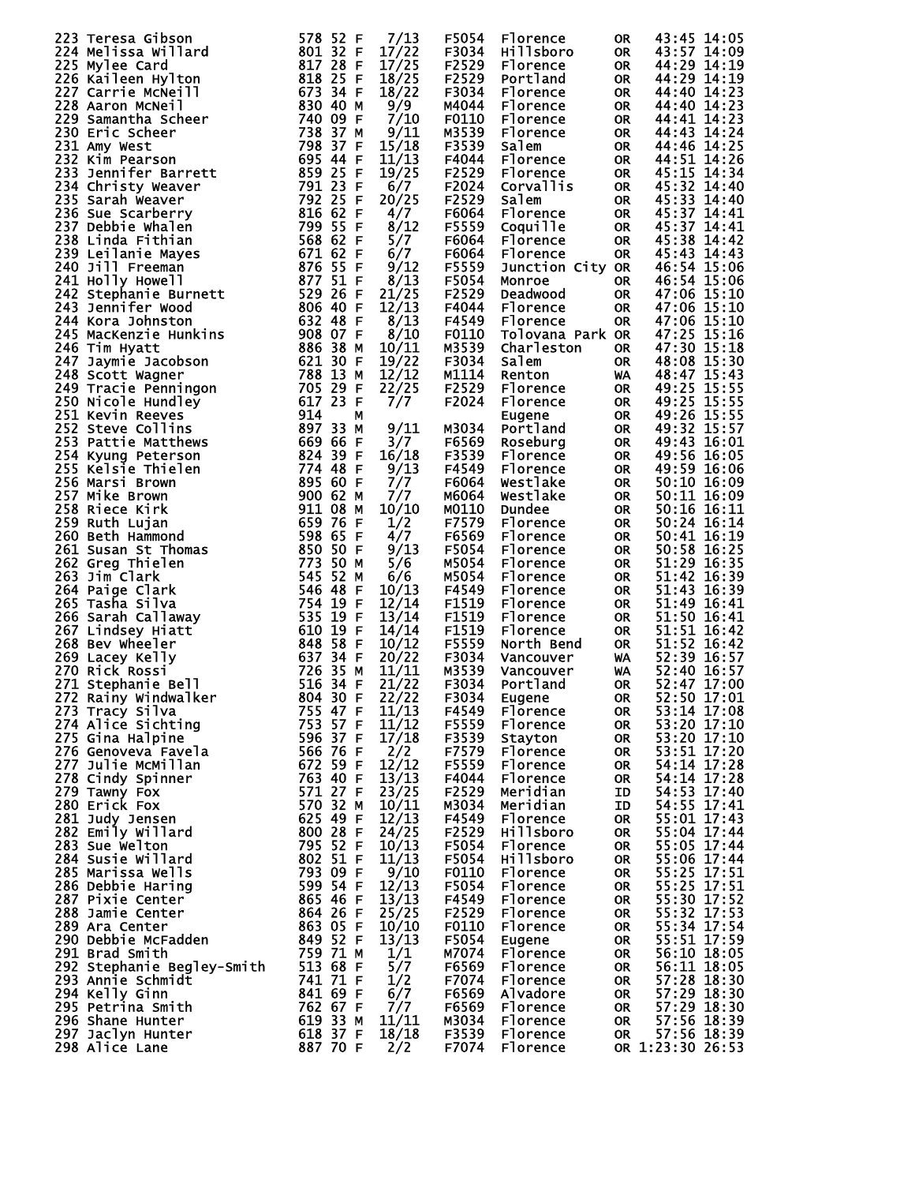```
223 Teresa Gibson              578 52 F    7/13    F5054  Florence        OR    43:45 14:05
224 Melissa Willard            801 32 F   17/22    F3034  Hillsboro       OR    43:57 14:09
225 Mylee Card                 817 28 F   17/25    F2529  Florence        OR    44:29 14:19
226 Kaileen Hylton             818 25 F   18/25    F2529  Portland        OR    44:29 14:19
227 Carrie McNeill             673 34 F   18/22    F3034  Florence        OR    44:40 14:23
228 Aaron McNeil               830 40 M    9/9     M4044  Florence        OR    44:40 14:23
229 Samantha Scheer            740 09 F    7/10    F0110  Florence        OR    44:41 14:23
230 Eric Scheer                738 37 M    9/11    M3539  Florence        OR    44:43 14:24
231 Amy West                   798 37 F   15/18    F3539  Salem           OR    44:46 14:25
232 Kim Pearson                695 44 F   11/13    F4044  Florence        OR    44:51 14:26
233 Jennifer Barrett           859 25 F   19/25    F2529  Florence        OR    45:15 14:34
234 Christy Weaver             791 23 F    6/7     F2024  Corvallis       OR    45:32 14:40
235 Sarah Weaver               792 25 F   20/25    F2529  Salem           OR    45:33 14:40
236 Sue Scarberry              816 62 F    4/7     F6064  Florence        OR    45:37 14:41
237 Debbie Whalen              799 55 F    8/12    F5559  Coquille        OR    45:37 14:41
238 Linda Fithian              568 62 F    5/7     F6064  Florence        OR    45:38 14:42
239 Leilanie Mayes             671 62 F    6/7     F6064  Florence        OR    45:43 14:43
240 Jill Freeman               876 55 F    9/12    F5559  Junction City   OR    46:54 15:06
241 Holly Howell               877 51 F    8/13    F5054  Monroe          OR    46:54 15:06
242 Stephanie Burnett          529 26 F   21/25    F2529  Deadwood        OR    47:06 15:10
243 Jennifer Wood              806 40 F   12/13    F4044  Florence        OR    47:06 15:10
244 Kora Johnston              632 48 F    8/13    F4549  Florence        OR    47:06 15:10
245 MacKenzie Hunkins          908 07 F    8/10    F0110  Tolovana Park   OR    47:25 15:16
246 Tim Hyatt                  886 38 M   10/11    M3539  Charleston      OR    47:30 15:18
247 Jaymie Jacobson            621 30 F   19/22    F3034  Salem           OR    48:08 15:30
248 Scott Wagner               788 13 M   12/12    M1114  Renton          WA    48:47 15:43
249 Tracie Penningon           705 29 F   22/25    F2529  Florence        OR    49:25 15:55
250 Nicole Hundley             617 23 F    7/7     F2024  Florence        OR    49:25 15:55
251 Kevin Reeves               914    M                   Eugene          OR    49:26 15:55
252 Steve Collins              897 33 M    9/11    M3034  Portland        OR    49:32 15:57
253 Pattie Matthews            669 66 F    3/7     F6569  Roseburg        OR    49:43 16:01
254 Kyung Peterson             824 39 F   16/18    F3539  Florence        OR    49:56 16:05
255 Kelsie Thielen             774 48 F    9/13    F4549  Florence        OR    49:59 16:06
256 Marsi Brown                895 60 F    7/7     F6064  Westlake        OR    50:10 16:09
257 Mike Brown                 900 62 M    7/7     M6064  Westlake        OR    50:11 16:09
258 Riece Kirk                 911 08 M   10/10    M0110  Dundee          OR    50:16 16:11
259 Ruth Lujan                 659 76 F    1/2     F7579  Florence        OR    50:24 16:14
260 Beth Hammond               598 65 F    4/7     F6569  Florence        OR    50:41 16:19
261 Susan St Thomas            850 50 F    9/13    F5054  Florence        OR    50:58 16:25
262 Greg Thielen               773 50 M    5/6     M5054  Florence        OR    51:29 16:35
263 Jim Clark                  545 52 M    6/6     M5054  Florence        OR    51:42 16:39
264 Paige Clark                546 48 F   10/13    F4549  Florence        OR    51:43 16:39
265 Tasha Silva                754 19 F   12/14    F1519  Florence        OR    51:49 16:41
266 Sarah Callaway             535 19 F   13/14    F1519  Florence        OR    51:50 16:41
267 Lindsey Hiatt              610 19 F   14/14    F1519  Florence        OR    51:51 16:42
268 Bev Wheeler                848 58 F   10/12    F5559  North Bend      OR    51:52 16:42
269 Lacey Kelly                637 34 F   20/22    F3034  Vancouver       WA    52:39 16:57
270 Rick Rossi                 726 35 M   11/11    M3539  Vancouver       WA    52:40 16:57
271 Stephanie Bell             516 34 F   21/22    F3034  Portland        OR    52:47 17:00
272 Rainy Windwalker           804 30 F   22/22    F3034  Eugene          OR    52:50 17:01
273 Tracy Silva                755 47 F   11/13    F4549  Florence        OR    53:14 17:08
274 Alice Sichting             753 57 F   11/12    F5559  Florence        OR    53:20 17:10
275 Gina Halpine               596 37 F   17/18    F3539  Stayton         OR    53:20 17:10
276 Genoveva Favela            566 76 F    2/2     F7579  Florence        OR    53:51 17:20
277 Julie McMillan             672 59 F   12/12    F5559  Florence        OR    54:14 17:28
278 Cindy Spinner              763 40 F   13/13    F4044  Florence        OR    54:14 17:28
279 Tawny Fox                  571 27 F   23/25    F2529  Meridian        ID    54:53 17:40
280 Erick Fox                  570 32 M   10/11    M3034  Meridian        ID    54:55 17:41
281 Judy Jensen                625 49 F   12/13    F4549  Florence        OR    55:01 17:43
282 Emily Willard              800 28 F   24/25    F2529  Hillsboro       OR    55:04 17:44
283 Sue Welton                 795 52 F   10/13    F5054  Florence        OR    55:05 17:44
284 Susie Willard              802 51 F   11/13    F5054  Hillsboro       OR    55:06 17:44
285 Marissa Wells              793 09 F    9/10    F0110  Florence        OR    55:25 17:51
286 Debbie Haring              599 54 F   12/13    F5054  Florence        OR    55:25 17:51
287 Pixie Center               865 46 F   13/13    F4549  Florence        OR    55:30 17:52
288 Jamie Center               864 26 F   25/25    F2529  Florence        OR    55:32 17:53
289 Ara Center                 863 05 F   10/10    F0110  Florence        OR    55:34 17:54
290 Debbie McFadden            849 52 F   13/13    F5054  Eugene          OR    55:51 17:59
291 Brad Smith                 759 71 M    1/1     M7074  Florence        OR    56:10 18:05
292 Stephanie Begley-Smith     513 68 F    5/7     F6569  Florence        OR    56:11 18:05
293 Annie Schmidt              741 71 F    1/2     F7074  Florence        OR    57:28 18:30
294 Kelly Ginn                 841 69 F    6/7     F6569  Alvadore        OR    57:29 18:30
295 Petrina Smith              762 67 F    7/7     F6569  Florence        OR    57:29 18:30
296 Shane Hunter               619 33 M   11/11    M3034  Florence        OR    57:56 18:39
297 Jaclyn Hunter              618 37 F   18/18    F3539  Florence        OR    57:56 18:39
298 Alice Lane                 887 70 F    2/2     F7074  Florence        OR  1:23:30 26:53
```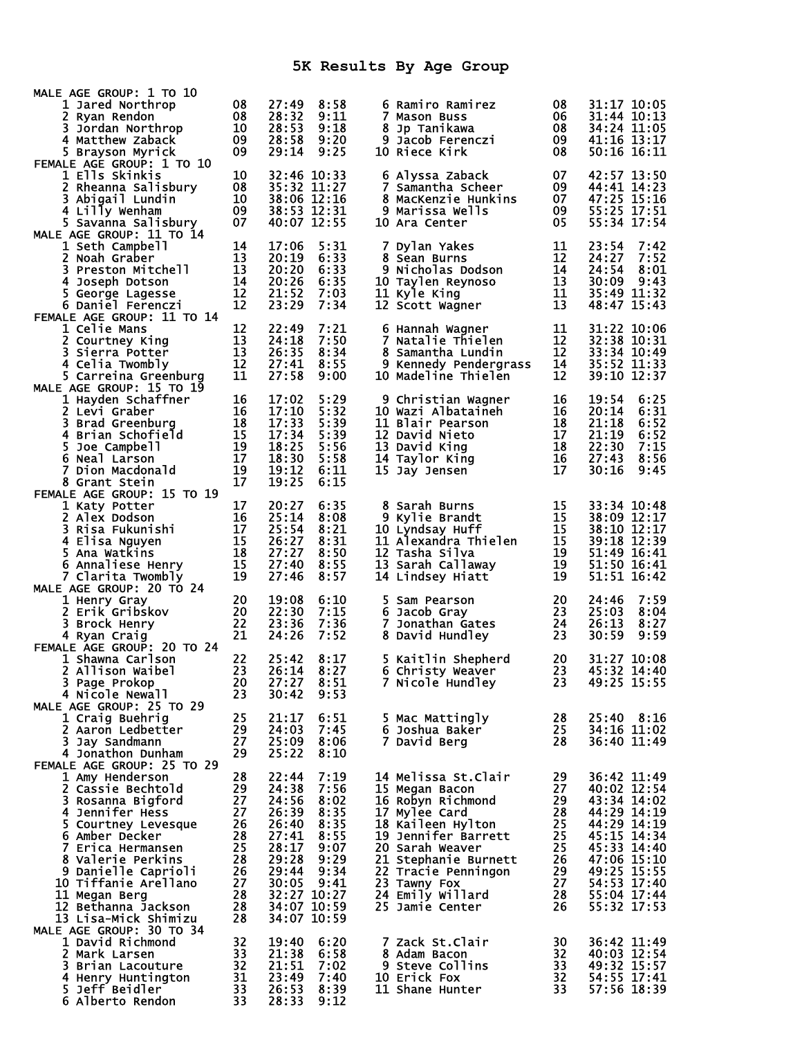# 5K Results By Age Group

**MALE AGE GROUP: 1 TO 10**

| Place | Name | Age | Time | Pace |
|---|---|---|---|---|
| 1 | Jared Northrop | 08 | 27:49 | 8:58 |
| 2 | Ryan Rendon | 08 | 28:32 | 9:11 |
| 3 | Jordan Northrop | 10 | 28:53 | 9:18 |
| 4 | Matthew Zaback | 09 | 28:58 | 9:20 |
| 5 | Brayson Myrick | 09 | 29:14 | 9:25 |
| 6 | Ramiro Ramirez | 08 | 31:17 | 10:05 |
| 7 | Mason Buss | 06 | 31:44 | 10:13 |
| 8 | Jp Tanikawa | 08 | 34:24 | 11:05 |
| 9 | Jacob Ferenczi | 09 | 41:16 | 13:17 |
| 10 | Riece Kirk | 08 | 50:16 | 16:11 |

**FEMALE AGE GROUP: 1 TO 10**

| Place | Name | Age | Time | Pace |
|---|---|---|---|---|
| 1 | Ells Skinkis | 10 | 32:46 | 10:33 |
| 2 | Rheanna Salisbury | 08 | 35:32 | 11:27 |
| 3 | Abigail Lundin | 10 | 38:06 | 12:16 |
| 4 | Lilly Wenham | 09 | 38:53 | 12:31 |
| 5 | Savanna Salisbury | 07 | 40:07 | 12:55 |
| 6 | Alyssa Zaback | 07 | 42:57 | 13:50 |
| 7 | Samantha Scheer | 09 | 44:41 | 14:23 |
| 8 | MacKenzie Hunkins | 07 | 47:25 | 15:16 |
| 9 | Marissa Wells | 09 | 55:25 | 17:51 |
| 10 | Ara Center | 05 | 55:34 | 17:54 |

**MALE AGE GROUP: 11 TO 14**

| Place | Name | Age | Time | Pace |
|---|---|---|---|---|
| 1 | Seth Campbell | 14 | 17:06 | 5:31 |
| 2 | Noah Graber | 13 | 20:19 | 6:33 |
| 3 | Preston Mitchell | 13 | 20:20 | 6:33 |
| 4 | Joseph Dotson | 14 | 20:26 | 6:35 |
| 5 | George Lagesse | 12 | 21:52 | 7:03 |
| 6 | Daniel Ferenczi | 12 | 23:29 | 7:34 |
| 7 | Dylan Yakes | 11 | 23:54 | 7:42 |
| 8 | Sean Burns | 12 | 24:27 | 7:52 |
| 9 | Nicholas Dodson | 14 | 24:54 | 8:01 |
| 10 | Taylen Reynoso | 13 | 30:09 | 9:43 |
| 11 | Kyle King | 11 | 35:49 | 11:32 |
| 12 | Scott Wagner | 13 | 48:47 | 15:43 |

**FEMALE AGE GROUP: 11 TO 14**

| Place | Name | Age | Time | Pace |
|---|---|---|---|---|
| 1 | Celie Mans | 12 | 22:49 | 7:21 |
| 2 | Courtney King | 13 | 24:18 | 7:50 |
| 3 | Sierra Potter | 13 | 26:35 | 8:34 |
| 4 | Celia Twombly | 12 | 27:41 | 8:55 |
| 5 | Carreina Greenburg | 11 | 27:58 | 9:00 |
| 6 | Hannah Wagner | 11 | 31:22 | 10:06 |
| 7 | Natalie Thielen | 12 | 32:38 | 10:31 |
| 8 | Samantha Lundin | 12 | 33:34 | 10:49 |
| 9 | Kennedy Pendergrass | 14 | 35:52 | 11:33 |
| 10 | Madeline Thielen | 12 | 39:10 | 12:37 |

**MALE AGE GROUP: 15 TO 19**

| Place | Name | Age | Time | Pace |
|---|---|---|---|---|
| 1 | Hayden Schaffner | 16 | 17:02 | 5:29 |
| 2 | Levi Graber | 16 | 17:10 | 5:32 |
| 3 | Brad Greenburg | 18 | 17:33 | 5:39 |
| 4 | Brian Schofield | 15 | 17:34 | 5:39 |
| 5 | Joe Campbell | 19 | 18:25 | 5:56 |
| 6 | Neal Larson | 17 | 18:30 | 5:58 |
| 7 | Dion Macdonald | 19 | 19:12 | 6:11 |
| 8 | Grant Stein | 17 | 19:25 | 6:15 |
| 9 | Christian Wagner | 16 | 19:54 | 6:25 |
| 10 | Wazi Albataineh | 16 | 20:14 | 6:31 |
| 11 | Blair Pearson | 18 | 21:18 | 6:52 |
| 12 | David Nieto | 17 | 21:19 | 6:52 |
| 13 | David King | 18 | 22:30 | 7:15 |
| 14 | Taylor King | 16 | 27:43 | 8:56 |
| 15 | Jay Jensen | 17 | 30:16 | 9:45 |

**FEMALE AGE GROUP: 15 TO 19**

| Place | Name | Age | Time | Pace |
|---|---|---|---|---|
| 1 | Katy Potter | 17 | 20:27 | 6:35 |
| 2 | Alex Dodson | 16 | 25:14 | 8:08 |
| 3 | Risa Fukunishi | 17 | 25:54 | 8:21 |
| 4 | Elisa Nguyen | 15 | 26:27 | 8:31 |
| 5 | Ana Watkins | 18 | 27:27 | 8:50 |
| 6 | Annaliese Henry | 15 | 27:40 | 8:55 |
| 7 | Clarita Twombly | 19 | 27:46 | 8:57 |
| 8 | Sarah Burns | 15 | 33:34 | 10:48 |
| 9 | Kylie Brandt | 15 | 38:09 | 12:17 |
| 10 | Lyndsay Huff | 15 | 38:10 | 12:17 |
| 11 | Alexandra Thielen | 15 | 39:18 | 12:39 |
| 12 | Tasha Silva | 19 | 51:49 | 16:41 |
| 13 | Sarah Callaway | 19 | 51:50 | 16:41 |
| 14 | Lindsey Hiatt | 19 | 51:51 | 16:42 |

**MALE AGE GROUP: 20 TO 24**

| Place | Name | Age | Time | Pace |
|---|---|---|---|---|
| 1 | Henry Gray | 20 | 19:08 | 6:10 |
| 2 | Erik Gribskov | 20 | 22:30 | 7:15 |
| 3 | Brock Henry | 22 | 23:36 | 7:36 |
| 4 | Ryan Craig | 21 | 24:26 | 7:52 |
| 5 | Sam Pearson | 20 | 24:46 | 7:59 |
| 6 | Jacob Gray | 23 | 25:03 | 8:04 |
| 7 | Jonathan Gates | 24 | 26:13 | 8:27 |
| 8 | David Hundley | 23 | 30:59 | 9:59 |

**FEMALE AGE GROUP: 20 TO 24**

| Place | Name | Age | Time | Pace |
|---|---|---|---|---|
| 1 | Shawna Carlson | 22 | 25:42 | 8:17 |
| 2 | Allison Waibel | 23 | 26:14 | 8:27 |
| 3 | Page Prokop | 20 | 27:27 | 8:51 |
| 4 | Nicole Newall | 23 | 30:42 | 9:53 |
| 5 | Kaitlin Shepherd | 20 | 31:27 | 10:08 |
| 6 | Christy Weaver | 23 | 45:32 | 14:40 |
| 7 | Nicole Hundley | 23 | 49:25 | 15:55 |

**MALE AGE GROUP: 25 TO 29**

| Place | Name | Age | Time | Pace |
|---|---|---|---|---|
| 1 | Craig Buehrig | 25 | 21:17 | 6:51 |
| 2 | Aaron Ledbetter | 29 | 24:03 | 7:45 |
| 3 | Jay Sandmann | 27 | 25:09 | 8:06 |
| 4 | Jonathon Dunham | 29 | 25:22 | 8:10 |
| 5 | Mac Mattingly | 28 | 25:40 | 8:16 |
| 6 | Joshua Baker | 25 | 34:16 | 11:02 |
| 7 | David Berg | 28 | 36:40 | 11:49 |

**FEMALE AGE GROUP: 25 TO 29**

| Place | Name | Age | Time | Pace |
|---|---|---|---|---|
| 1 | Amy Henderson | 28 | 22:44 | 7:19 |
| 2 | Cassie Bechtold | 29 | 24:38 | 7:56 |
| 3 | Rosanna Bigford | 27 | 24:56 | 8:02 |
| 4 | Jennifer Hess | 27 | 26:39 | 8:35 |
| 5 | Courtney Levesque | 26 | 26:40 | 8:35 |
| 6 | Amber Decker | 28 | 27:41 | 8:55 |
| 7 | Erica Hermansen | 25 | 28:17 | 9:07 |
| 8 | Valerie Perkins | 28 | 29:28 | 9:29 |
| 9 | Danielle Caprioli | 26 | 29:44 | 9:34 |
| 10 | Tiffanie Arellano | 27 | 30:05 | 9:41 |
| 11 | Megan Berg | 28 | 32:27 | 10:27 |
| 12 | Bethanna Jackson | 28 | 34:07 | 10:59 |
| 13 | Lisa-Mick Shimizu | 28 | 34:07 | 10:59 |
| 14 | Melissa St.Clair | 29 | 36:42 | 11:49 |
| 15 | Megan Bacon | 27 | 40:02 | 12:54 |
| 16 | Robyn Richmond | 29 | 43:34 | 14:02 |
| 17 | Mylee Card | 28 | 44:29 | 14:19 |
| 18 | Kaileen Hylton | 25 | 44:29 | 14:19 |
| 19 | Jennifer Barrett | 25 | 45:15 | 14:34 |
| 20 | Sarah Weaver | 25 | 45:33 | 14:40 |
| 21 | Stephanie Burnett | 26 | 47:06 | 15:10 |
| 22 | Tracie Pennington | 29 | 49:25 | 15:55 |
| 23 | Tawny Fox | 27 | 54:53 | 17:40 |
| 24 | Emily Willard | 28 | 55:04 | 17:44 |
| 25 | Jamie Center | 26 | 55:32 | 17:53 |

**MALE AGE GROUP: 30 TO 34**

| Place | Name | Age | Time | Pace |
|---|---|---|---|---|
| 1 | David Richmond | 32 | 19:40 | 6:20 |
| 2 | Mark Larsen | 33 | 21:38 | 6:58 |
| 3 | Brian Lacouture | 32 | 21:51 | 7:02 |
| 4 | Henry Huntington | 31 | 23:49 | 7:40 |
| 5 | Jeff Beidler | 33 | 26:53 | 8:39 |
| 6 | Alberto Rendon | 33 | 28:33 | 9:12 |
| 7 | Zack St.Clair | 30 | 36:42 | 11:49 |
| 8 | Adam Bacon | 32 | 40:03 | 12:54 |
| 9 | Steve Collins | 33 | 49:32 | 15:57 |
| 10 | Erick Fox | 32 | 54:55 | 17:41 |
| 11 | Shane Hunter | 33 | 57:56 | 18:39 |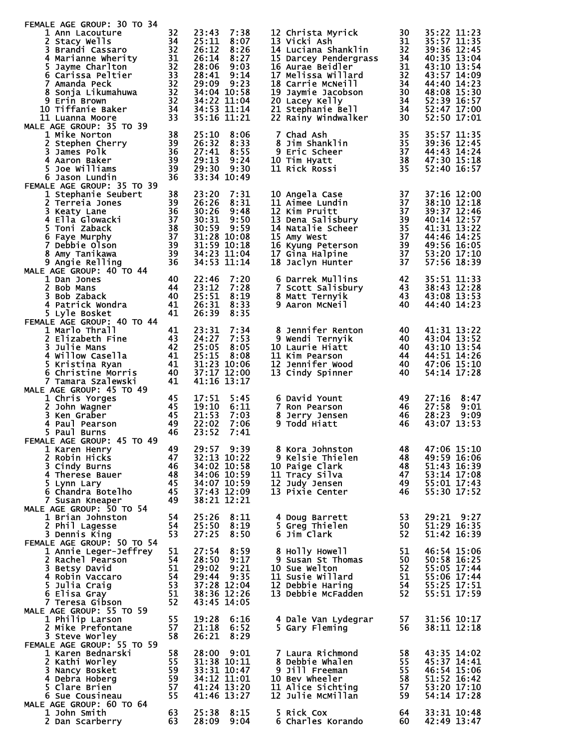## FEMALE AGE GROUP: 30 TO 34

| Place | Name | Age | Time | Pace |
|---|---|---|---|---|
| 1 | Ann Lacouture | 32 | 23:43 | 7:38 |
| 2 | Stacy Wells | 34 | 25:11 | 8:07 |
| 3 | Brandi Cassaro | 32 | 26:12 | 8:26 |
| 4 | Marianne Wherity | 31 | 26:14 | 8:27 |
| 5 | Jayme Charlton | 32 | 28:06 | 9:03 |
| 6 | Carissa Peltier | 33 | 28:41 | 9:14 |
| 7 | Amanda Peck | 32 | 29:09 | 9:23 |
| 8 | Sonja Likumahuwa | 32 | 34:04 | 10:58 |
| 9 | Erin Brown | 32 | 34:22 | 11:04 |
| 10 | Tiffanie Baker | 34 | 34:53 | 11:14 |
| 11 | Luanna Moore | 33 | 35:16 | 11:21 |
| 12 | Christa Myrick | 30 | 35:22 | 11:23 |
| 13 | Vicki Ash | 31 | 35:57 | 11:35 |
| 14 | Luciana Shanklin | 32 | 39:36 | 12:45 |
| 15 | Darcey Pendergrass | 34 | 40:35 | 13:04 |
| 16 | Aurae Beidler | 31 | 43:10 | 13:54 |
| 17 | Melissa Willard | 32 | 43:57 | 14:09 |
| 18 | Carrie McNeill | 34 | 44:40 | 14:23 |
| 19 | Jaymie Jacobson | 30 | 48:08 | 15:30 |
| 20 | Lacey Kelly | 34 | 52:39 | 16:57 |
| 21 | Stephanie Bell | 34 | 52:47 | 17:00 |
| 22 | Rainy Windwalker | 30 | 52:50 | 17:01 |

## MALE AGE GROUP: 35 TO 39

| Place | Name | Age | Time | Pace |
|---|---|---|---|---|
| 1 | Mike Norton | 38 | 25:10 | 8:06 |
| 2 | Stephen Cherry | 39 | 26:32 | 8:33 |
| 3 | James Polk | 36 | 27:41 | 8:55 |
| 4 | Aaron Baker | 39 | 29:13 | 9:24 |
| 5 | Joe Williams | 39 | 29:30 | 9:30 |
| 6 | Jason Lundin | 36 | 33:34 | 10:49 |
| 7 | Chad Ash | 35 | 35:57 | 11:35 |
| 8 | Jim Shanklin | 35 | 39:36 | 12:45 |
| 9 | Eric Scheer | 37 | 44:43 | 14:24 |
| 10 | Tim Hyatt | 38 | 47:30 | 15:18 |
| 11 | Rick Rossi | 35 | 52:40 | 16:57 |

## FEMALE AGE GROUP: 35 TO 39

| Place | Name | Age | Time | Pace |
|---|---|---|---|---|
| 1 | Stephanie Seubert | 38 | 23:20 | 7:31 |
| 2 | Terreia Jones | 39 | 26:26 | 8:31 |
| 3 | Keaty Lane | 36 | 30:26 | 9:48 |
| 4 | Ella Glowacki | 37 | 30:31 | 9:50 |
| 5 | Toni Zaback | 38 | 30:59 | 9:59 |
| 6 | Faye Murphy | 37 | 31:28 | 10:08 |
| 7 | Debbie Olson | 39 | 31:59 | 10:18 |
| 8 | Amy Tanikawa | 39 | 34:23 | 11:04 |
| 9 | Angie Relling | 36 | 34:53 | 11:14 |
| 10 | Angela Case | 37 | 37:16 | 12:00 |
| 11 | Aimee Lundin | 37 | 38:10 | 12:18 |
| 12 | Kim Pruitt | 37 | 39:37 | 12:46 |
| 13 | Dena Salisbury | 39 | 40:14 | 12:57 |
| 14 | Natalie Scheer | 35 | 41:31 | 13:22 |
| 15 | Amy West | 37 | 44:46 | 14:25 |
| 16 | Kyung Peterson | 39 | 49:56 | 16:05 |
| 17 | Gina Halpine | 37 | 53:20 | 17:10 |
| 18 | Jaclyn Hunter | 37 | 57:56 | 18:39 |

## MALE AGE GROUP: 40 TO 44

| Place | Name | Age | Time | Pace |
|---|---|---|---|---|
| 1 | Dan Jones | 40 | 22:46 | 7:20 |
| 2 | Bob Mans | 44 | 23:12 | 7:28 |
| 3 | Bob Zaback | 40 | 25:51 | 8:19 |
| 4 | Patrick Wondra | 41 | 26:31 | 8:33 |
| 5 | Lyle Bosket | 41 | 26:39 | 8:35 |
| 6 | Darrek Mullins | 42 | 35:51 | 11:33 |
| 7 | Scott Salisbury | 43 | 38:43 | 12:28 |
| 8 | Matt Ternyik | 43 | 43:08 | 13:53 |
| 9 | Aaron McNeil | 40 | 44:40 | 14:23 |

## FEMALE AGE GROUP: 40 TO 44

| Place | Name | Age | Time | Pace |
|---|---|---|---|---|
| 1 | Marlo Thrall | 41 | 23:31 | 7:34 |
| 2 | Elizabeth Fine | 43 | 24:27 | 7:53 |
| 3 | Julie Mans | 42 | 25:05 | 8:05 |
| 4 | Willow Casella | 41 | 25:15 | 8:08 |
| 5 | Kristina Ryan | 41 | 31:23 | 10:06 |
| 6 | Christine Morris | 40 | 37:17 | 12:00 |
| 7 | Tamara Szalewski | 41 | 41:16 | 13:17 |
| 8 | Jennifer Renton | 40 | 41:31 | 13:22 |
| 9 | Wendi Ternyik | 40 | 43:04 | 13:52 |
| 10 | Laurie Hiatt | 40 | 43:10 | 13:54 |
| 11 | Kim Pearson | 44 | 44:51 | 14:26 |
| 12 | Jennifer Wood | 40 | 47:06 | 15:10 |
| 13 | Cindy Spinner | 40 | 54:14 | 17:28 |

## MALE AGE GROUP: 45 TO 49

| Place | Name | Age | Time | Pace |
|---|---|---|---|---|
| 1 | Chris Yorges | 45 | 17:51 | 5:45 |
| 2 | John Wagner | 45 | 19:10 | 6:11 |
| 3 | Ken Graber | 45 | 21:53 | 7:03 |
| 4 | Paul Pearson | 49 | 22:02 | 7:06 |
| 5 | Paul Burns | 46 | 23:52 | 7:41 |
| 6 | David Yount | 49 | 27:16 | 8:47 |
| 7 | Ron Pearson | 46 | 27:58 | 9:01 |
| 8 | Jerry Jensen | 46 | 28:23 | 9:09 |
| 9 | Todd Hiatt | 46 | 43:07 | 13:53 |

## FEMALE AGE GROUP: 45 TO 49

| Place | Name | Age | Time | Pace |
|---|---|---|---|---|
| 1 | Karen Henry | 49 | 29:57 | 9:39 |
| 2 | Robin Hicks | 47 | 32:13 | 10:22 |
| 3 | Cindy Burns | 46 | 34:02 | 10:58 |
| 4 | Therese Bauer | 48 | 34:06 | 10:59 |
| 5 | Lynn Lary | 45 | 34:07 | 10:59 |
| 6 | Chandra Botelho | 45 | 37:43 | 12:09 |
| 7 | Susan Kneaper | 49 | 38:21 | 12:21 |
| 8 | Kora Johnston | 48 | 47:06 | 15:10 |
| 9 | Kelsie Thielen | 48 | 49:59 | 16:06 |
| 10 | Paige Clark | 48 | 51:43 | 16:39 |
| 11 | Tracy Silva | 47 | 53:14 | 17:08 |
| 12 | Judy Jensen | 49 | 55:01 | 17:43 |
| 13 | Pixie Center | 46 | 55:30 | 17:52 |

## MALE AGE GROUP: 50 TO 54

| Place | Name | Age | Time | Pace |
|---|---|---|---|---|
| 1 | Brian Johnston | 54 | 25:26 | 8:11 |
| 2 | Phil Lagesse | 54 | 25:50 | 8:19 |
| 3 | Dennis King | 53 | 27:25 | 8:50 |
| 4 | Doug Barrett | 53 | 29:21 | 9:27 |
| 5 | Greg Thielen | 50 | 51:29 | 16:35 |
| 6 | Jim Clark | 52 | 51:42 | 16:39 |

## FEMALE AGE GROUP: 50 TO 54

| Place | Name | Age | Time | Pace |
|---|---|---|---|---|
| 1 | Annie Leger-Jeffrey | 51 | 27:54 | 8:59 |
| 2 | Rachel Pearson | 54 | 28:50 | 9:17 |
| 3 | Betsy David | 51 | 29:02 | 9:21 |
| 4 | Robin Vaccaro | 54 | 29:44 | 9:35 |
| 5 | Julia Craig | 53 | 37:28 | 12:04 |
| 6 | Elisa Gray | 51 | 38:36 | 12:26 |
| 7 | Teresa Gibson | 52 | 43:45 | 14:05 |
| 8 | Holly Howell | 51 | 46:54 | 15:06 |
| 9 | Susan St Thomas | 50 | 50:58 | 16:25 |
| 10 | Sue Welton | 52 | 55:05 | 17:44 |
| 11 | Susie Willard | 51 | 55:06 | 17:44 |
| 12 | Debbie Haring | 54 | 55:25 | 17:51 |
| 13 | Debbie McFadden | 52 | 55:51 | 17:59 |

## MALE AGE GROUP: 55 TO 59

| Place | Name | Age | Time | Pace |
|---|---|---|---|---|
| 1 | Philip Larson | 55 | 19:28 | 6:16 |
| 2 | Mike Prefontane | 57 | 21:18 | 6:52 |
| 3 | Steve Worley | 58 | 26:21 | 8:29 |
| 4 | Dale Van Lydegrar | 57 | 31:56 | 10:17 |
| 5 | Gary Fleming | 56 | 38:11 | 12:18 |

## FEMALE AGE GROUP: 55 TO 59

| Place | Name | Age | Time | Pace |
|---|---|---|---|---|
| 1 | Karen Bednarski | 58 | 28:00 | 9:01 |
| 2 | Kathi Worley | 55 | 31:38 | 10:11 |
| 3 | Nancy Bosket | 59 | 33:31 | 10:47 |
| 4 | Debra Hoberg | 59 | 34:12 | 11:01 |
| 5 | Clare Brien | 57 | 41:24 | 13:20 |
| 6 | Sue Cousineau | 55 | 41:46 | 13:27 |
| 7 | Laura Richmond | 58 | 43:35 | 14:02 |
| 8 | Debbie Whalen | 55 | 45:37 | 14:41 |
| 9 | Jill Freeman | 55 | 46:54 | 15:06 |
| 10 | Bev Wheeler | 58 | 51:52 | 16:42 |
| 11 | Alice Sichting | 57 | 53:20 | 17:10 |
| 12 | Julie McMillan | 59 | 54:14 | 17:28 |

## MALE AGE GROUP: 60 TO 64

| Place | Name | Age | Time | Pace |
|---|---|---|---|---|
| 1 | John Smith | 63 | 25:38 | 8:15 |
| 2 | Dan Scarberry | 63 | 28:09 | 9:04 |
| 5 | Rick Cox | 64 | 33:31 | 10:48 |
| 6 | Charles Korando | 60 | 42:49 | 13:47 |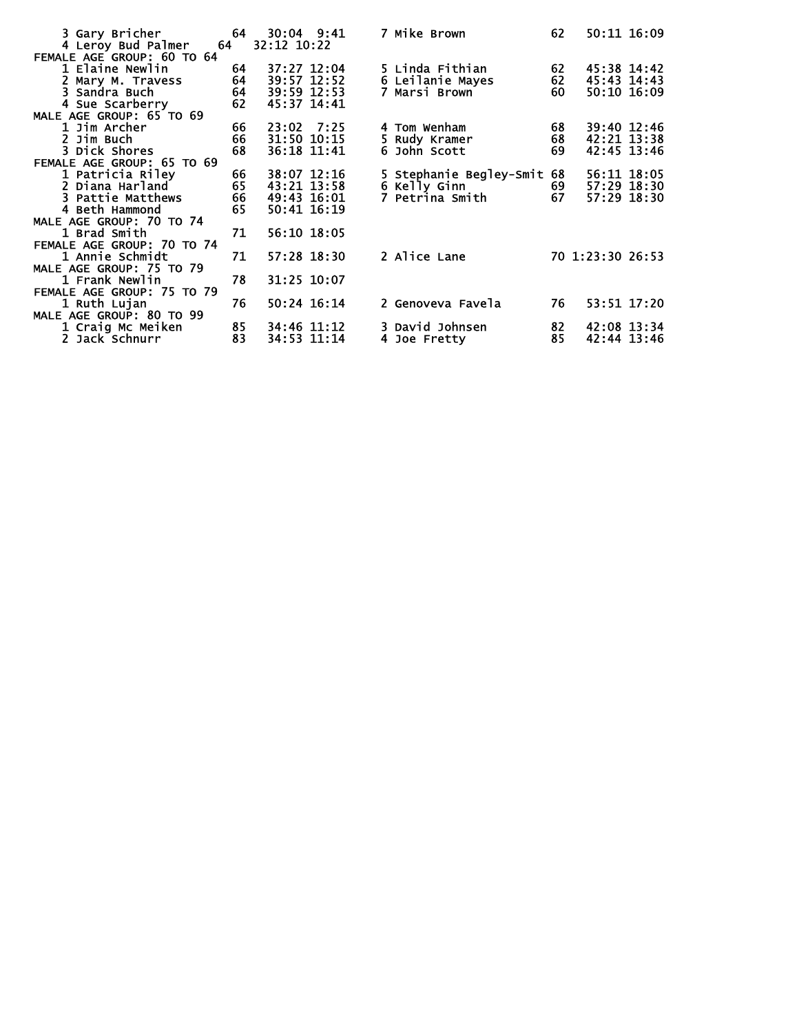```
   3 Gary Bricher         64   30:04  9:41     7 Mike Brown              62    50:11 16:09
   4 Leroy Bud Palmer    64   32:12 10:22
FEMALE AGE GROUP: 60 TO 64
   1 Elaine Newlin        64   37:27 12:04     5 Linda Fithian           62    45:38 14:42
   2 Mary M. Travess      64   39:57 12:52     6 Leilanie Mayes          62    45:43 14:43
   3 Sandra Buch          64   39:59 12:53     7 Marsi Brown             60    50:10 16:09
   4 Sue Scarberry        62   45:37 14:41
MALE AGE GROUP: 65 TO 69
   1 Jim Archer           66   23:02  7:25     4 Tom Wenham              68    39:40 12:46
   2 Jim Buch             66   31:50 10:15     5 Rudy Kramer             68    42:21 13:38
   3 Dick Shores          68   36:18 11:41     6 John Scott              69    42:45 13:46
FEMALE AGE GROUP: 65 TO 69
   1 Patricia Riley       66   38:07 12:16     5 Stephanie Begley-Smit 68     56:11 18:05
   2 Diana Harland        65   43:21 13:58     6 Kelly Ginn              69    57:29 18:30
   3 Pattie Matthews      66   49:43 16:01     7 Petrina Smith           67    57:29 18:30
   4 Beth Hammond         65   50:41 16:19
MALE AGE GROUP: 70 TO 74
   1 Brad Smith           71   56:10 18:05
FEMALE AGE GROUP: 70 TO 74
   1 Annie Schmidt        71   57:28 18:30     2 Alice Lane              70 1:23:30 26:53
MALE AGE GROUP: 75 TO 79
   1 Frank Newlin         78   31:25 10:07
FEMALE AGE GROUP: 75 TO 79
   1 Ruth Lujan           76   50:24 16:14     2 Genoveva Favela         76    53:51 17:20
MALE AGE GROUP: 80 TO 99
   1 Craig Mc Meiken      85   34:46 11:12     3 David Johnsen           82    42:08 13:34
   2 Jack Schnurr         83   34:53 11:14     4 Joe Fretty              85    42:44 13:46
```